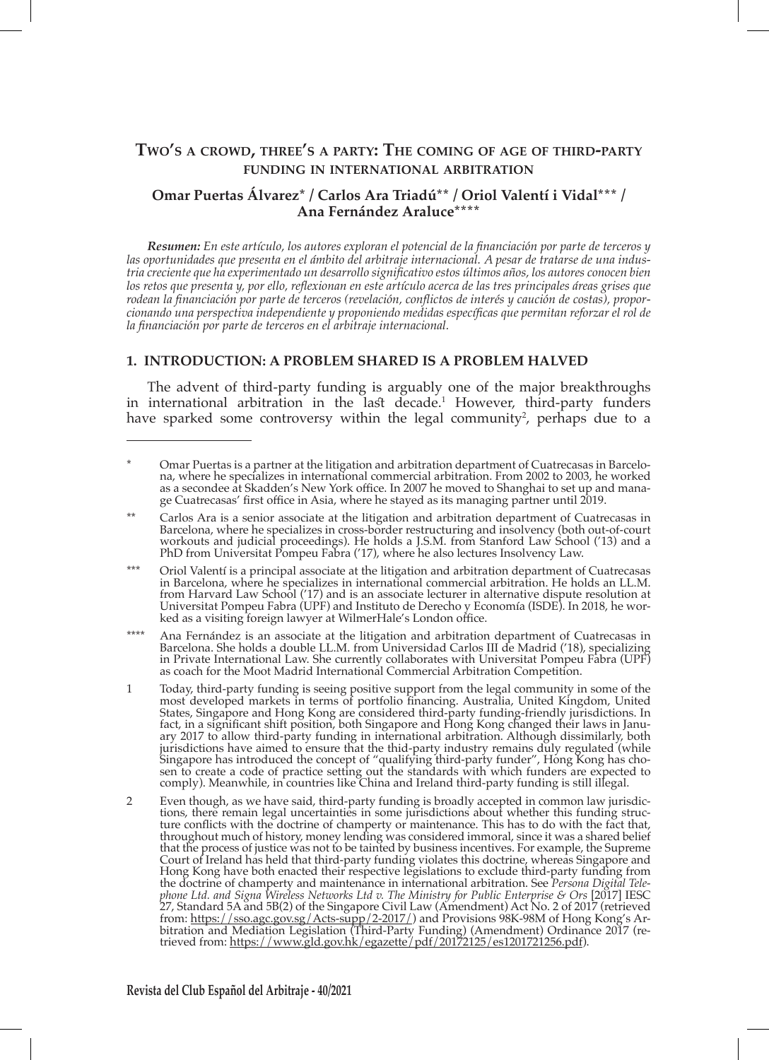# Two's a crowd, three's a party: The coming of age of third-party funding in international arbitration

**Omar Puertas Álvarez\* / Carlos Ara Triadú\*\* / Oriol Valentí i Vidal\*\*\* / Ana Fernández Araluce\*\*\*\***

***Resumen:*** *En este artículo, los autores exploran el potencial de la financiación por parte de terceros y las oportunidades que presenta en el ámbito del arbitraje internacional. A pesar de tratarse de una industria creciente que ha experimentado un desarrollo significativo estos últimos años, los autores conocen bien los retos que presenta y, por ello, reflexionan en este artículo acerca de las tres principales áreas grises que rodean la financiación por parte de terceros (revelación, conflictos de interés y caución de costas), proporcionando una perspectiva independiente y proponiendo medidas específicas que permitan reforzar el rol de la financiación por parte de terceros en el arbitraje internacional.*

## 1. INTRODUCTION: A PROBLEM SHARED IS A PROBLEM HALVED

The advent of third-party funding is arguably one of the major breakthroughs in international arbitration in the last decade.[1] However, third-party funders have sparked some controversy within the legal community[2], perhaps due to a

---

\* Omar Puertas is a partner at the litigation and arbitration department of Cuatrecasas in Barcelona, where he specializes in international commercial arbitration. From 2002 to 2003, he worked as a secondee at Skadden's New York office. In 2007 he moved to Shanghai to set up and manage Cuatrecasas' first office in Asia, where he stayed as its managing partner until 2019.

\*\* Carlos Ara is a senior associate at the litigation and arbitration department of Cuatrecasas in Barcelona, where he specializes in cross-border restructuring and insolvency (both out-of-court workouts and judicial proceedings). He holds a J.S.M. from Stanford Law School ('13) and a PhD from Universitat Pompeu Fabra ('17), where he also lectures Insolvency Law.

\*\*\* Oriol Valentí is a principal associate at the litigation and arbitration department of Cuatrecasas in Barcelona, where he specializes in international commercial arbitration. He holds an LL.M. from Harvard Law School ('17) and is an associate lecturer in alternative dispute resolution at Universitat Pompeu Fabra (UPF) and Instituto de Derecho y Economía (ISDE). In 2018, he worked as a visiting foreign lawyer at WilmerHale's London office.

\*\*\*\* Ana Fernández is an associate at the litigation and arbitration department of Cuatrecasas in Barcelona. She holds a double LL.M. from Universidad Carlos III de Madrid ('18), specializing in Private International Law. She currently collaborates with Universitat Pompeu Fabra (UPF) as coach for the Moot Madrid International Commercial Arbitration Competition.

1 Today, third-party funding is seeing positive support from the legal community in some of the most developed markets in terms of portfolio financing. Australia, United Kingdom, United States, Singapore and Hong Kong are considered third-party funding-friendly jurisdictions. In fact, in a significant shift position, both Singapore and Hong Kong changed their laws in January 2017 to allow third-party funding in international arbitration. Although dissimilarly, both jurisdictions have aimed to ensure that the thid-party industry remains duly regulated (while Singapore has introduced the concept of "qualifying third-party funder", Hong Kong has chosen to create a code of practice setting out the standards with which funders are expected to comply). Meanwhile, in countries like China and Ireland third-party funding is still illegal.

2 Even though, as we have said, third-party funding is broadly accepted in common law jurisdictions, there remain legal uncertainties in some jurisdictions about whether this funding structure conflicts with the doctrine of champerty or maintenance. This has to do with the fact that, throughout much of history, money lending was considered immoral, since it was a shared belief that the process of justice was not to be tainted by business incentives. For example, the Supreme Court of Ireland has held that third-party funding violates this doctrine, whereas Singapore and Hong Kong have both enacted their respective legislations to exclude third-party funding from the doctrine of champerty and maintenance in international arbitration. See *Persona Digital Telephone Ltd. and Signa Wireless Networks Ltd v. The Ministry for Public Enterprise & Ors* [2017] IESC 27, Standard 5A and 5B(2) of the Singapore Civil Law (Amendment) Act No. 2 of 2017 (retrieved from: https://sso.agc.gov.sg/Acts-supp/2-2017/) and Provisions 98K-98M of Hong Kong's Arbitration and Mediation Legislation (Third-Party Funding) (Amendment) Ordinance 2017 (retrieved from: https://www.gld.gov.hk/egazette/pdf/20172125/es1201721256.pdf).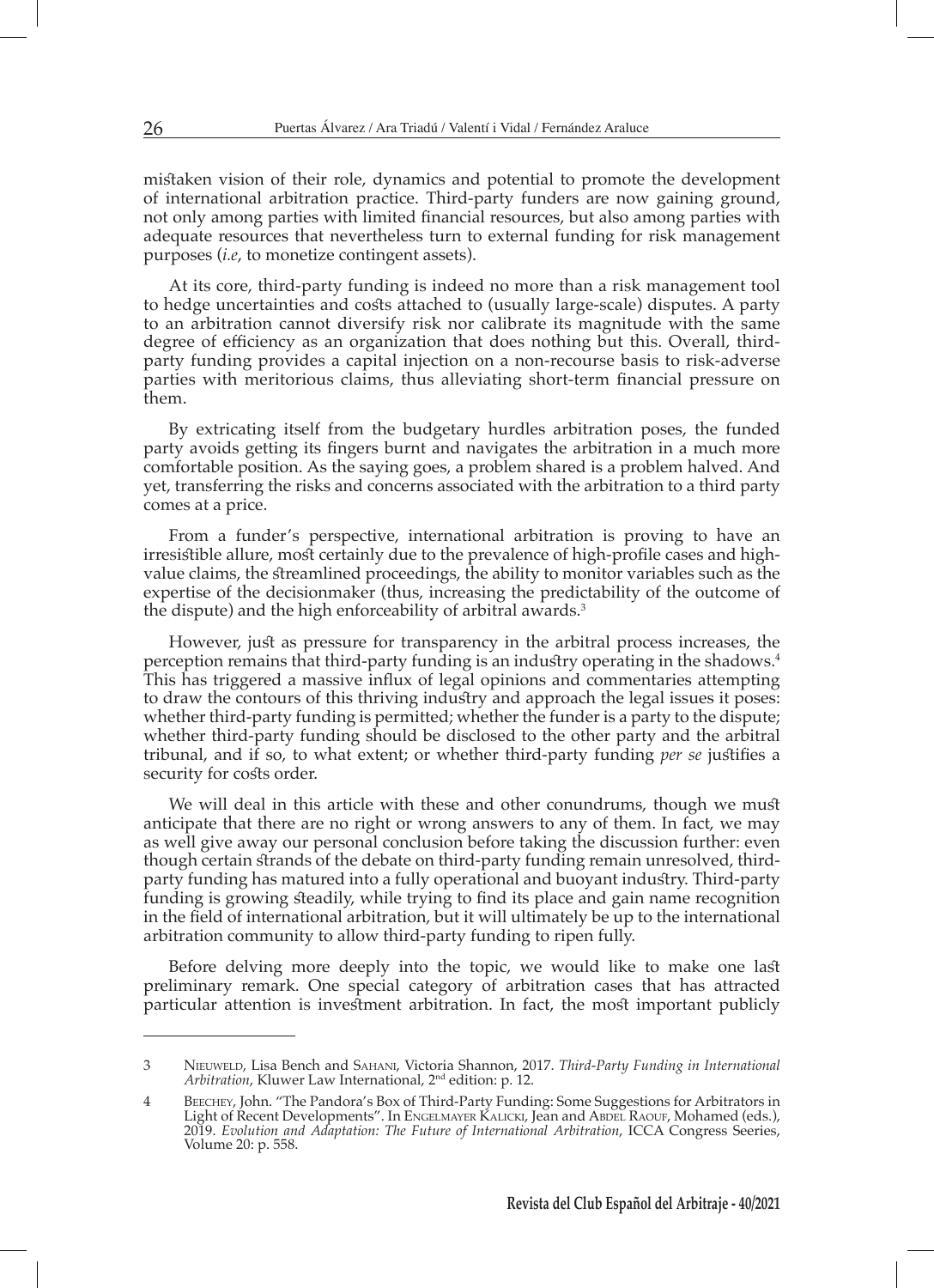mistaken vision of their role, dynamics and potential to promote the development of international arbitration practice. Third-party funders are now gaining ground, not only among parties with limited financial resources, but also among parties with adequate resources that nevertheless turn to external funding for risk management purposes (*i.e*, to monetize contingent assets).

At its core, third-party funding is indeed no more than a risk management tool to hedge uncertainties and costs attached to (usually large-scale) disputes. A party to an arbitration cannot diversify risk nor calibrate its magnitude with the same degree of efficiency as an organization that does nothing but this. Overall, third-party funding provides a capital injection on a non-recourse basis to risk-adverse parties with meritorious claims, thus alleviating short-term financial pressure on them.

By extricating itself from the budgetary hurdles arbitration poses, the funded party avoids getting its fingers burnt and navigates the arbitration in a much more comfortable position. As the saying goes, a problem shared is a problem halved. And yet, transferring the risks and concerns associated with the arbitration to a third party comes at a price.

From a funder's perspective, international arbitration is proving to have an irresistible allure, most certainly due to the prevalence of high-profile cases and high-value claims, the streamlined proceedings, the ability to monitor variables such as the expertise of the decisionmaker (thus, increasing the predictability of the outcome of the dispute) and the high enforceability of arbitral awards.[3]

However, just as pressure for transparency in the arbitral process increases, the perception remains that third-party funding is an industry operating in the shadows.[4] This has triggered a massive influx of legal opinions and commentaries attempting to draw the contours of this thriving industry and approach the legal issues it poses: whether third-party funding is permitted; whether the funder is a party to the dispute; whether third-party funding should be disclosed to the other party and the arbitral tribunal, and if so, to what extent; or whether third-party funding *per se* justifies a security for costs order.

We will deal in this article with these and other conundrums, though we must anticipate that there are no right or wrong answers to any of them. In fact, we may as well give away our personal conclusion before taking the discussion further: even though certain strands of the debate on third-party funding remain unresolved, third-party funding has matured into a fully operational and buoyant industry. Third-party funding is growing steadily, while trying to find its place and gain name recognition in the field of international arbitration, but it will ultimately be up to the international arbitration community to allow third-party funding to ripen fully.

Before delving more deeply into the topic, we would like to make one last preliminary remark. One special category of arbitration cases that has attracted particular attention is investment arbitration. In fact, the most important publicly

---

3 Nieuweld, Lisa Bench and Sahani, Victoria Shannon, 2017. *Third-Party Funding in International Arbitration*, Kluwer Law International, 2nd edition: p. 12.

4 Beechey, John. "The Pandora's Box of Third-Party Funding: Some Suggestions for Arbitrators in Light of Recent Developments". In Engelmayer Kalicki, Jean and Abdel Raouf, Mohamed (eds.), 2019. *Evolution and Adaptation: The Future of International Arbitration*, ICCA Congress Seeries, Volume 20: p. 558.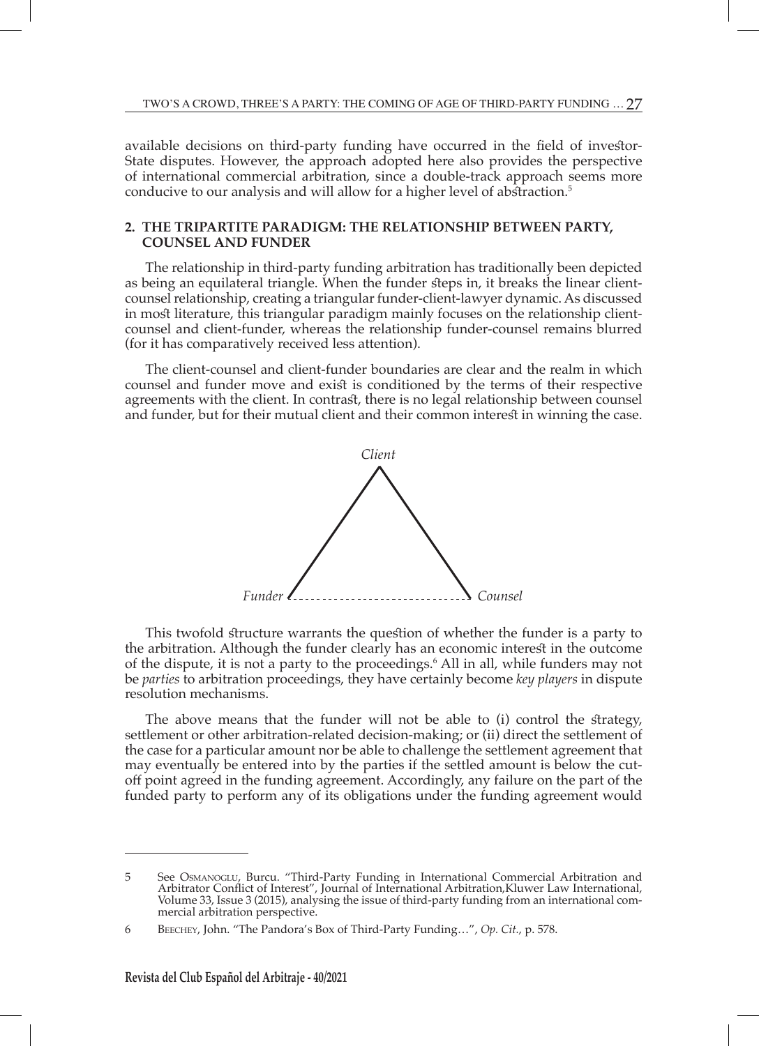available decisions on third-party funding have occurred in the field of investor-State disputes. However, the approach adopted here also provides the perspective of international commercial arbitration, since a double-track approach seems more conducive to our analysis and will allow for a higher level of abstraction.[5]

## 2. THE TRIPARTITE PARADIGM: THE RELATIONSHIP BETWEEN PARTY, COUNSEL AND FUNDER

The relationship in third-party funding arbitration has traditionally been depicted as being an equilateral triangle. When the funder steps in, it breaks the linear client-counsel relationship, creating a triangular funder-client-lawyer dynamic. As discussed in most literature, this triangular paradigm mainly focuses on the relationship client-counsel and client-funder, whereas the relationship funder-counsel remains blurred (for it has comparatively received less attention).

The client-counsel and client-funder boundaries are clear and the realm in which counsel and funder move and exist is conditioned by the terms of their respective agreements with the client. In contrast, there is no legal relationship between counsel and funder, but for their mutual client and their common interest in winning the case.

*Client*

*Funder* *Counsel*

This twofold structure warrants the question of whether the funder is a party to the arbitration. Although the funder clearly has an economic interest in the outcome of the dispute, it is not a party to the proceedings.[6] All in all, while funders may not be *parties* to arbitration proceedings, they have certainly become *key players* in dispute resolution mechanisms.

The above means that the funder will not be able to (i) control the strategy, settlement or other arbitration-related decision-making; or (ii) direct the settlement of the case for a particular amount nor be able to challenge the settlement agreement that may eventually be entered into by the parties if the settled amount is below the cut-off point agreed in the funding agreement. Accordingly, any failure on the part of the funded party to perform any of its obligations under the funding agreement would

---

5 See Osmanoglu, Burcu. "Third-Party Funding in International Commercial Arbitration and Arbitrator Conflict of Interest", Journal of International Arbitration,Kluwer Law International, Volume 33, Issue 3 (2015), analysing the issue of third-party funding from an international commercial arbitration perspective.

6 Beechey, John. "The Pandora's Box of Third-Party Funding…", *Op. Cit.*, p. 578.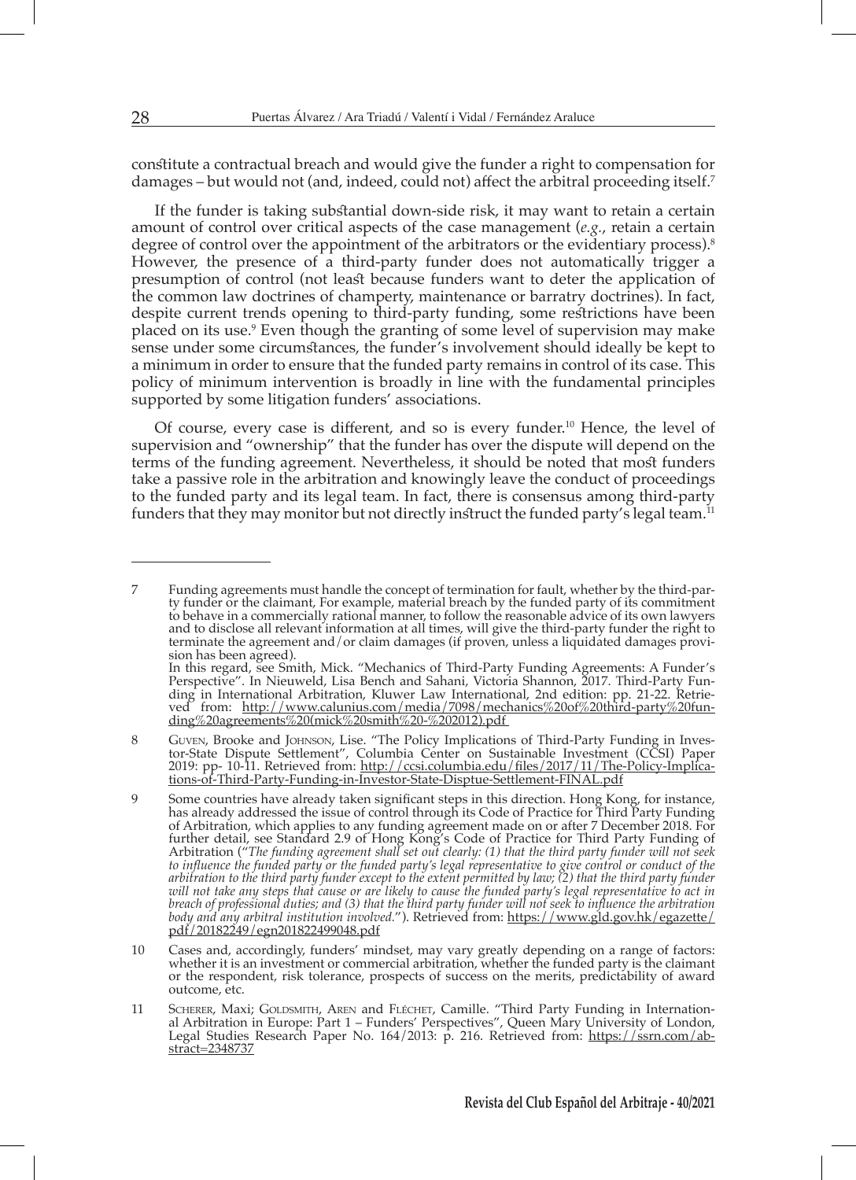constitute a contractual breach and would give the funder a right to compensation for damages – but would not (and, indeed, could not) affect the arbitral proceeding itself.[7]

If the funder is taking substantial down-side risk, it may want to retain a certain amount of control over critical aspects of the case management (*e.g.*, retain a certain degree of control over the appointment of the arbitrators or the evidentiary process).[8] However, the presence of a third-party funder does not automatically trigger a presumption of control (not least because funders want to deter the application of the common law doctrines of champerty, maintenance or barratry doctrines). In fact, despite current trends opening to third-party funding, some restrictions have been placed on its use.[9] Even though the granting of some level of supervision may make sense under some circumstances, the funder's involvement should ideally be kept to a minimum in order to ensure that the funded party remains in control of its case. This policy of minimum intervention is broadly in line with the fundamental principles supported by some litigation funders' associations.

Of course, every case is different, and so is every funder.[10] Hence, the level of supervision and "ownership" that the funder has over the dispute will depend on the terms of the funding agreement. Nevertheless, it should be noted that most funders take a passive role in the arbitration and knowingly leave the conduct of proceedings to the funded party and its legal team. In fact, there is consensus among third-party funders that they may monitor but not directly instruct the funded party's legal team.[11]

---

7 Funding agreements must handle the concept of termination for fault, whether by the third-party funder or the claimant, For example, material breach by the funded party of its commitment to behave in a commercially rational manner, to follow the reasonable advice of its own lawyers and to disclose all relevant information at all times, will give the third-party funder the right to terminate the agreement and/or claim damages (if proven, unless a liquidated damages provision has been agreed).
In this regard, see Smith, Mick. "Mechanics of Third-Party Funding Agreements: A Funder's Perspective". In Nieuweld, Lisa Bench and Sahani, Victoria Shannon, 2017. Third-Party Funding in International Arbitration, Kluwer Law International, 2nd edition: pp. 21-22. Retrieved from: http://www.calunius.com/media/7098/mechanics%20of%20third-party%20funding%20agreements%20(mick%20smith%20-%202012).pdf

8 Guven, Brooke and Johnson, Lise. "The Policy Implications of Third-Party Funding in Investor-State Dispute Settlement", Columbia Center on Sustainable Investment (CCSI) Paper 2019: pp- 10-11. Retrieved from: http://ccsi.columbia.edu/files/2017/11/The-Policy-Implications-of-Third-Party-Funding-in-Investor-State-Disptue-Settlement-FINAL.pdf

9 Some countries have already taken significant steps in this direction. Hong Kong, for instance, has already addressed the issue of control through its Code of Practice for Third Party Funding of Arbitration, which applies to any funding agreement made on or after 7 December 2018. For further detail, see Standard 2.9 of Hong Kong's Code of Practice for Third Party Funding of Arbitration ("*The funding agreement shall set out clearly: (1) that the third party funder will not seek to influence the funded party or the funded party's legal representative to give control or conduct of the arbitration to the third party funder except to the extent permitted by law; (2) that the third party funder will not take any steps that cause or are likely to cause the funded party's legal representative to act in breach of professional duties; and (3) that the third party funder will not seek to influence the arbitration body and any arbitral institution involved.*"). Retrieved from: https://www.gld.gov.hk/egazette/pdf/20182249/egn201822499048.pdf

10 Cases and, accordingly, funders' mindset, may vary greatly depending on a range of factors: whether it is an investment or commercial arbitration, whether the funded party is the claimant or the respondent, risk tolerance, prospects of success on the merits, predictability of award outcome, etc.

11 Scherer, Maxi; Goldsmith, Aren and Fléchet, Camille. "Third Party Funding in International Arbitration in Europe: Part 1 – Funders' Perspectives", Queen Mary University of London, Legal Studies Research Paper No. 164/2013: p. 216. Retrieved from: https://ssrn.com/abstract=2348737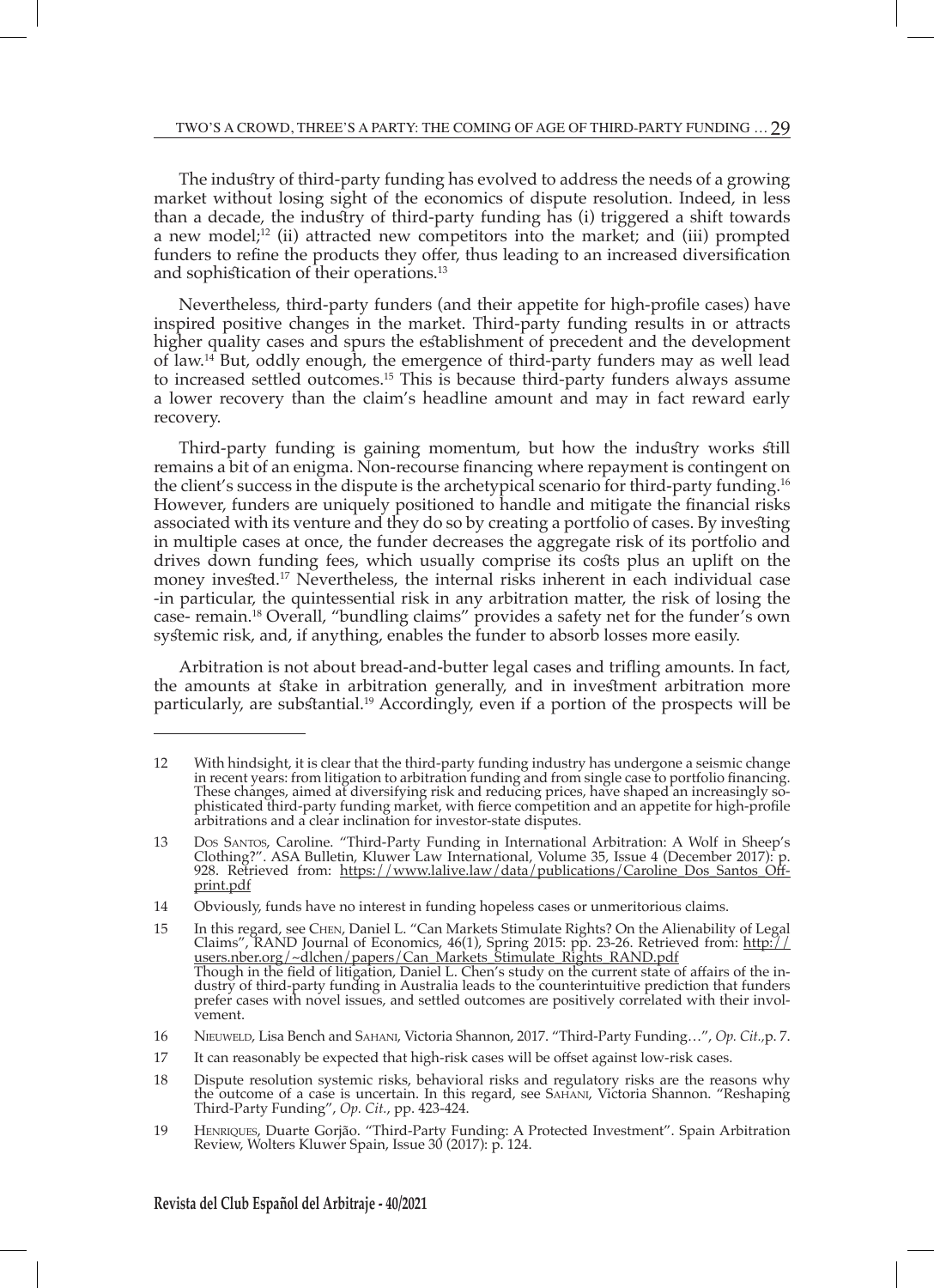The industry of third-party funding has evolved to address the needs of a growing market without losing sight of the economics of dispute resolution. Indeed, in less than a decade, the industry of third-party funding has (i) triggered a shift towards a new model;[12] (ii) attracted new competitors into the market; and (iii) prompted funders to refine the products they offer, thus leading to an increased diversification and sophistication of their operations.[13]

Nevertheless, third-party funders (and their appetite for high-profile cases) have inspired positive changes in the market. Third-party funding results in or attracts higher quality cases and spurs the establishment of precedent and the development of law.[14] But, oddly enough, the emergence of third-party funders may as well lead to increased settled outcomes.[15] This is because third-party funders always assume a lower recovery than the claim's headline amount and may in fact reward early recovery.

Third-party funding is gaining momentum, but how the industry works still remains a bit of an enigma. Non-recourse financing where repayment is contingent on the client's success in the dispute is the archetypical scenario for third-party funding.[16] However, funders are uniquely positioned to handle and mitigate the financial risks associated with its venture and they do so by creating a portfolio of cases. By investing in multiple cases at once, the funder decreases the aggregate risk of its portfolio and drives down funding fees, which usually comprise its costs plus an uplift on the money invested.[17] Nevertheless, the internal risks inherent in each individual case -in particular, the quintessential risk in any arbitration matter, the risk of losing the case- remain.[18] Overall, "bundling claims" provides a safety net for the funder's own systemic risk, and, if anything, enables the funder to absorb losses more easily.

Arbitration is not about bread-and-butter legal cases and trifling amounts. In fact, the amounts at stake in arbitration generally, and in investment arbitration more particularly, are substantial.[19] Accordingly, even if a portion of the prospects will be

---

12 With hindsight, it is clear that the third-party funding industry has undergone a seismic change in recent years: from litigation to arbitration funding and from single case to portfolio financing. These changes, aimed at diversifying risk and reducing prices, have shaped an increasingly sophisticated third-party funding market, with fierce competition and an appetite for high-profile arbitrations and a clear inclination for investor-state disputes.

13 Dos Santos, Caroline. "Third-Party Funding in International Arbitration: A Wolf in Sheep's Clothing?". ASA Bulletin, Kluwer Law International, Volume 35, Issue 4 (December 2017): p. 928. Retrieved from: https://www.lalive.law/data/publications/Caroline_Dos_Santos_Offprint.pdf

14 Obviously, funds have no interest in funding hopeless cases or unmeritorious claims.

15 In this regard, see Chen, Daniel L. "Can Markets Stimulate Rights? On the Alienability of Legal Claims", RAND Journal of Economics, 46(1), Spring 2015: pp. 23-26. Retrieved from: http://users.nber.org/~dlchen/papers/Can_Markets_Stimulate_Rights_RAND.pdf
Though in the field of litigation, Daniel L. Chen's study on the current state of affairs of the industry of third-party funding in Australia leads to the counterintuitive prediction that funders prefer cases with novel issues, and settled outcomes are positively correlated with their involvement.

16 Nieuweld, Lisa Bench and Sahani, Victoria Shannon, 2017. "Third-Party Funding…", *Op. Cit.*,p. 7.

17 It can reasonably be expected that high-risk cases will be offset against low-risk cases.

18 Dispute resolution systemic risks, behavioral risks and regulatory risks are the reasons why the outcome of a case is uncertain. In this regard, see Sahani, Victoria Shannon. "Reshaping Third-Party Funding", *Op. Cit.*, pp. 423-424.

19 Henriques, Duarte Gorjão. "Third-Party Funding: A Protected Investment". Spain Arbitration Review, Wolters Kluwer Spain, Issue 30 (2017): p. 124.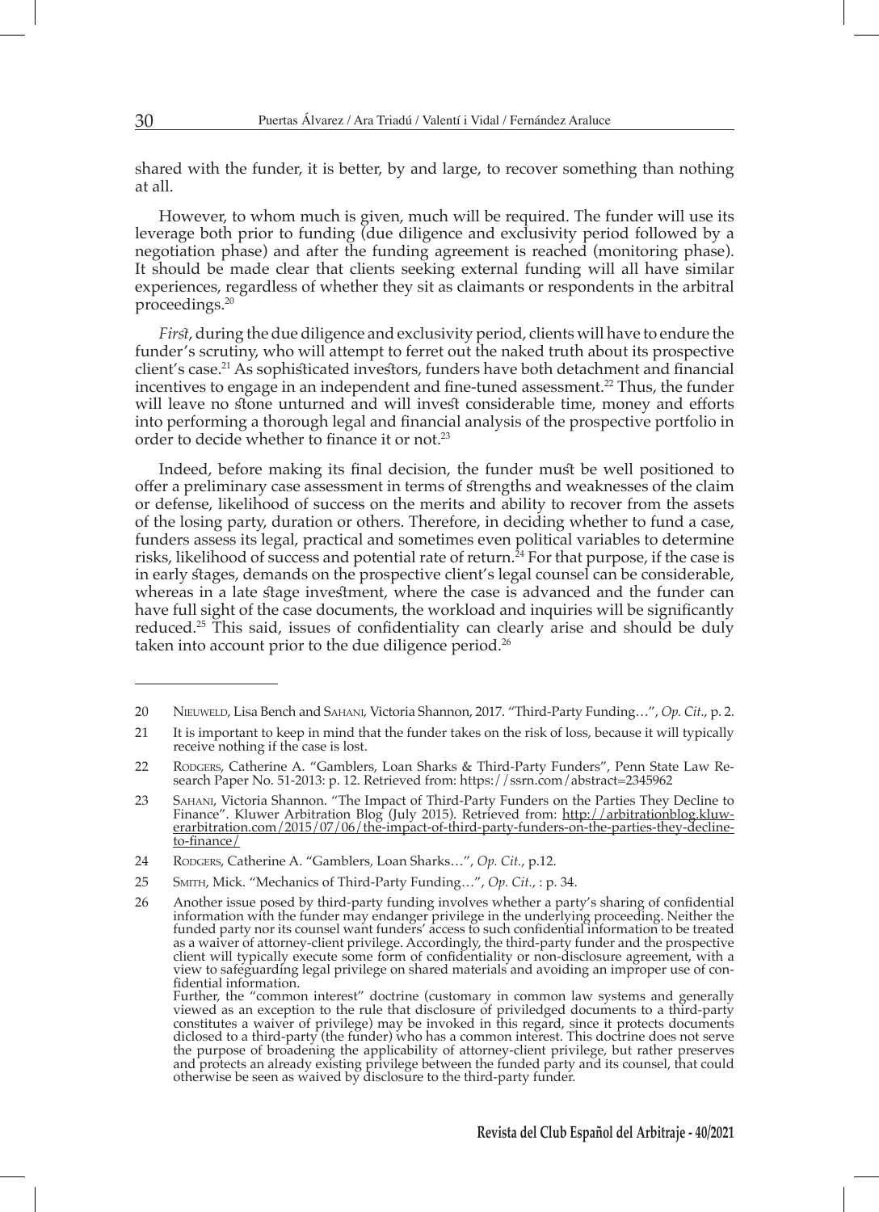shared with the funder, it is better, by and large, to recover something than nothing at all.

However, to whom much is given, much will be required. The funder will use its leverage both prior to funding (due diligence and exclusivity period followed by a negotiation phase) and after the funding agreement is reached (monitoring phase). It should be made clear that clients seeking external funding will all have similar experiences, regardless of whether they sit as claimants or respondents in the arbitral proceedings.[20]

*First*, during the due diligence and exclusivity period, clients will have to endure the funder's scrutiny, who will attempt to ferret out the naked truth about its prospective client's case.[21] As sophisticated investors, funders have both detachment and financial incentives to engage in an independent and fine-tuned assessment.[22] Thus, the funder will leave no stone unturned and will invest considerable time, money and efforts into performing a thorough legal and financial analysis of the prospective portfolio in order to decide whether to finance it or not.[23]

Indeed, before making its final decision, the funder must be well positioned to offer a preliminary case assessment in terms of strengths and weaknesses of the claim or defense, likelihood of success on the merits and ability to recover from the assets of the losing party, duration or others. Therefore, in deciding whether to fund a case, funders assess its legal, practical and sometimes even political variables to determine risks, likelihood of success and potential rate of return.[24] For that purpose, if the case is in early stages, demands on the prospective client's legal counsel can be considerable, whereas in a late stage investment, where the case is advanced and the funder can have full sight of the case documents, the workload and inquiries will be significantly reduced.[25] This said, issues of confidentiality can clearly arise and should be duly taken into account prior to the due diligence period.[26]

---

20 Nieuweld, Lisa Bench and Sahani, Victoria Shannon, 2017. "Third-Party Funding…", *Op. Cit.*, p. 2.

21 It is important to keep in mind that the funder takes on the risk of loss, because it will typically receive nothing if the case is lost.

22 Rodgers, Catherine A. "Gamblers, Loan Sharks & Third-Party Funders", Penn State Law Research Paper No. 51-2013: p. 12. Retrieved from: https://ssrn.com/abstract=2345962

23 Sahani, Victoria Shannon. "The Impact of Third-Party Funders on the Parties They Decline to Finance". Kluwer Arbitration Blog (July 2015). Retrieved from: http://arbitrationblog.kluwerarbitration.com/2015/07/06/the-impact-of-third-party-funders-on-the-parties-they-decline-to-finance/

24 Rodgers, Catherine A. "Gamblers, Loan Sharks…", *Op. Cit.*, p.12.

25 Smith, Mick. "Mechanics of Third-Party Funding…", *Op. Cit.*, : p. 34.

26 Another issue posed by third-party funding involves whether a party's sharing of confidential information with the funder may endanger privilege in the underlying proceeding. Neither the funded party nor its counsel want funders' access to such confidential information to be treated as a waiver of attorney-client privilege. Accordingly, the third-party funder and the prospective client will typically execute some form of confidentiality or non-disclosure agreement, with a view to safeguarding legal privilege on shared materials and avoiding an improper use of confidential information.
Further, the "common interest" doctrine (customary in common law systems and generally viewed as an exception to the rule that disclosure of priviledged documents to a third-party constitutes a waiver of privilege) may be invoked in this regard, since it protects documents diclosed to a third-party (the funder) who has a common interest. This doctrine does not serve the purpose of broadening the applicability of attorney-client privilege, but rather preserves and protects an already existing privilege between the funded party and its counsel, that could otherwise be seen as waived by disclosure to the third-party funder.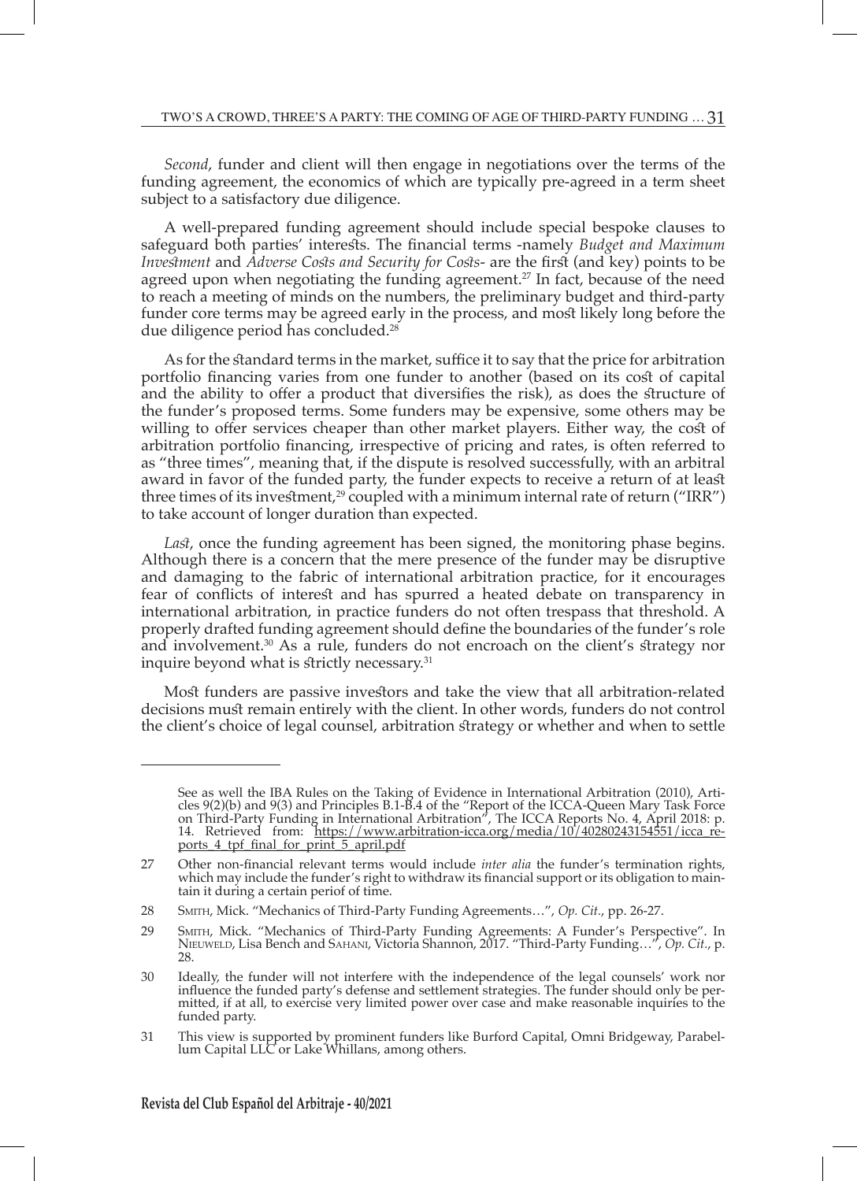*Second*, funder and client will then engage in negotiations over the terms of the funding agreement, the economics of which are typically pre-agreed in a term sheet subject to a satisfactory due diligence.

A well-prepared funding agreement should include special bespoke clauses to safeguard both parties' interests. The financial terms -namely *Budget and Maximum Investment* and *Adverse Costs and Security for Costs*- are the first (and key) points to be agreed upon when negotiating the funding agreement.[27] In fact, because of the need to reach a meeting of minds on the numbers, the preliminary budget and third-party funder core terms may be agreed early in the process, and most likely long before the due diligence period has concluded.[28]

As for the standard terms in the market, suffice it to say that the price for arbitration portfolio financing varies from one funder to another (based on its cost of capital and the ability to offer a product that diversifies the risk), as does the structure of the funder's proposed terms. Some funders may be expensive, some others may be willing to offer services cheaper than other market players. Either way, the cost of arbitration portfolio financing, irrespective of pricing and rates, is often referred to as "three times", meaning that, if the dispute is resolved successfully, with an arbitral award in favor of the funded party, the funder expects to receive a return of at least three times of its investment,[29] coupled with a minimum internal rate of return ("IRR") to take account of longer duration than expected.

*Last*, once the funding agreement has been signed, the monitoring phase begins. Although there is a concern that the mere presence of the funder may be disruptive and damaging to the fabric of international arbitration practice, for it encourages fear of conflicts of interest and has spurred a heated debate on transparency in international arbitration, in practice funders do not often trespass that threshold. A properly drafted funding agreement should define the boundaries of the funder's role and involvement.[30] As a rule, funders do not encroach on the client's strategy nor inquire beyond what is strictly necessary.[31]

Most funders are passive investors and take the view that all arbitration-related decisions must remain entirely with the client. In other words, funders do not control the client's choice of legal counsel, arbitration strategy or whether and when to settle

---

See as well the IBA Rules on the Taking of Evidence in International Arbitration (2010), Articles 9(2)(b) and 9(3) and Principles B.1-B.4 of the "Report of the ICCA-Queen Mary Task Force on Third-Party Funding in International Arbitration", The ICCA Reports No. 4, April 2018: p. 14. Retrieved from: https://www.arbitration-icca.org/media/10/40280243154551/icca_reports_4_tpf_final_for_print_5_april.pdf

27 Other non-financial relevant terms would include *inter alia* the funder's termination rights, which may include the funder's right to withdraw its financial support or its obligation to maintain it during a certain period of time.

28 Smith, Mick. "Mechanics of Third-Party Funding Agreements…", *Op. Cit.*, pp. 26-27.

29 Smith, Mick. "Mechanics of Third-Party Funding Agreements: A Funder's Perspective". In Nieuweld, Lisa Bench and Sahani, Victoria Shannon, 2017. "Third-Party Funding…", *Op. Cit.*, p. 28.

30 Ideally, the funder will not interfere with the independence of the legal counsels' work nor influence the funded party's defense and settlement strategies. The funder should only be permitted, if at all, to exercise very limited power over case and make reasonable inquiries to the funded party.

31 This view is supported by prominent funders like Burford Capital, Omni Bridgeway, Parabellum Capital LLC or Lake Whillans, among others.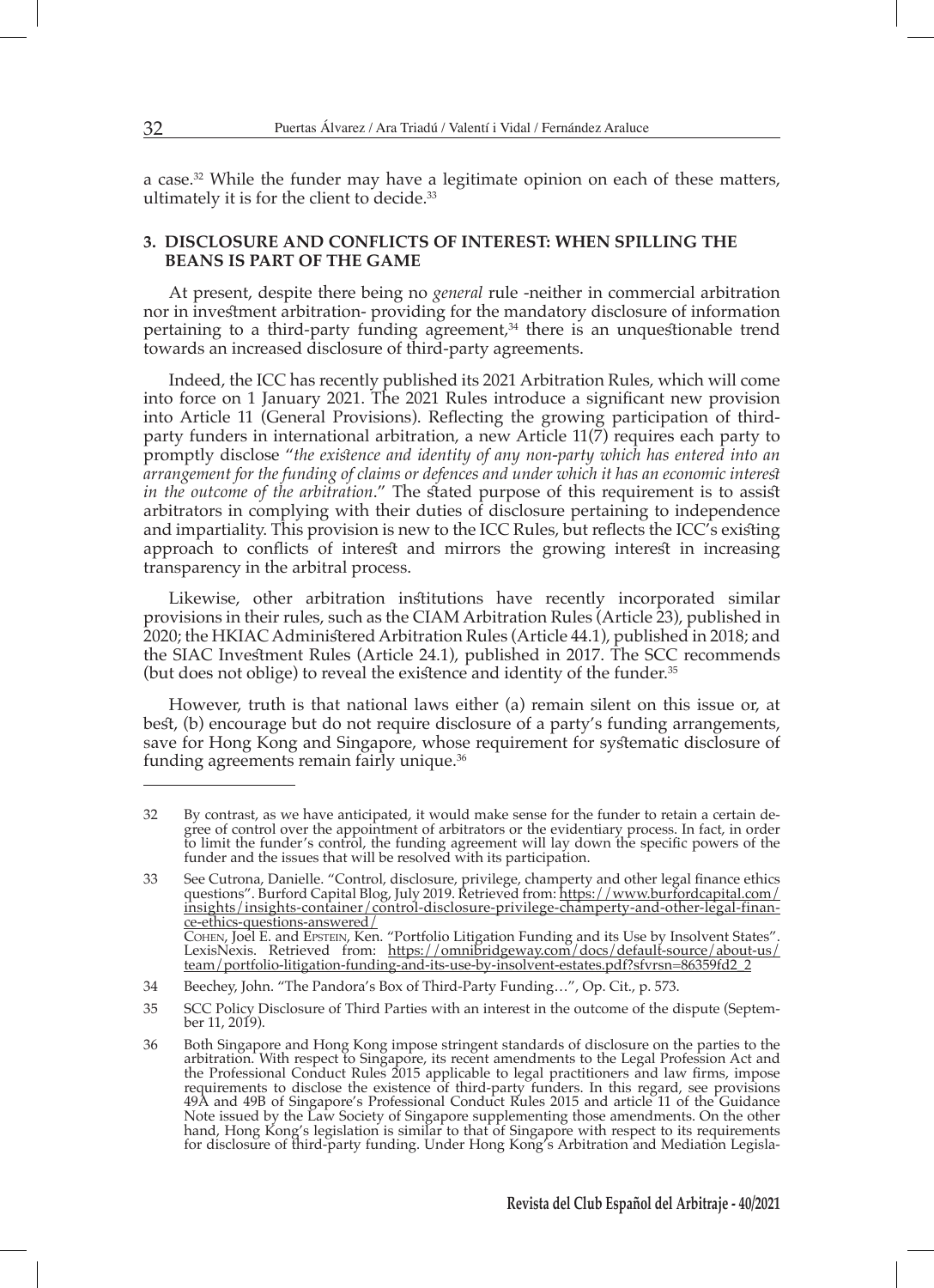a case.[32] While the funder may have a legitimate opinion on each of these matters, ultimately it is for the client to decide.[33]

### 3. DISCLOSURE AND CONFLICTS OF INTEREST: WHEN SPILLING THE BEANS IS PART OF THE GAME

At present, despite there being no *general* rule -neither in commercial arbitration nor in investment arbitration- providing for the mandatory disclosure of information pertaining to a third-party funding agreement,[34] there is an unquestionable trend towards an increased disclosure of third-party agreements.

Indeed, the ICC has recently published its 2021 Arbitration Rules, which will come into force on 1 January 2021. The 2021 Rules introduce a significant new provision into Article 11 (General Provisions). Reflecting the growing participation of third-party funders in international arbitration, a new Article 11(7) requires each party to promptly disclose "*the existence and identity of any non-party which has entered into an arrangement for the funding of claims or defences and under which it has an economic interest in the outcome of the arbitration*." The stated purpose of this requirement is to assist arbitrators in complying with their duties of disclosure pertaining to independence and impartiality. This provision is new to the ICC Rules, but reflects the ICC's existing approach to conflicts of interest and mirrors the growing interest in increasing transparency in the arbitral process.

Likewise, other arbitration institutions have recently incorporated similar provisions in their rules, such as the CIAM Arbitration Rules (Article 23), published in 2020; the HKIAC Administered Arbitration Rules (Article 44.1), published in 2018; and the SIAC Investment Rules (Article 24.1), published in 2017. The SCC recommends (but does not oblige) to reveal the existence and identity of the funder.[35]

However, truth is that national laws either (a) remain silent on this issue or, at best, (b) encourage but do not require disclosure of a party's funding arrangements, save for Hong Kong and Singapore, whose requirement for systematic disclosure of funding agreements remain fairly unique.[36]

---

32 By contrast, as we have anticipated, it would make sense for the funder to retain a certain degree of control over the appointment of arbitrators or the evidentiary process. In fact, in order to limit the funder's control, the funding agreement will lay down the specific powers of the funder and the issues that will be resolved with its participation.

33 See Cutrona, Danielle. "Control, disclosure, privilege, champerty and other legal finance ethics questions". Burford Capital Blog, July 2019. Retrieved from: https://www.burfordcapital.com/insights/insights-container/control-disclosure-privilege-champerty-and-other-legal-finance-ethics-questions-answered/
Cohen, Joel E. and Epstein, Ken. "Portfolio Litigation Funding and its Use by Insolvent States". LexisNexis. Retrieved from: https://omnibridgeway.com/docs/default-source/about-us/team/portfolio-litigation-funding-and-its-use-by-insolvent-estates.pdf?sfvrsn=86359fd2_2

34 Beechey, John. "The Pandora's Box of Third-Party Funding…", Op. Cit., p. 573.

35 SCC Policy Disclosure of Third Parties with an interest in the outcome of the dispute (September 11, 2019).

36 Both Singapore and Hong Kong impose stringent standards of disclosure on the parties to the arbitration. With respect to Singapore, its recent amendments to the Legal Profession Act and the Professional Conduct Rules 2015 applicable to legal practitioners and law firms, impose requirements to disclose the existence of third-party funders. In this regard, see provisions 49A and 49B of Singapore's Professional Conduct Rules 2015 and article 11 of the Guidance Note issued by the Law Society of Singapore supplementing those amendments. On the other hand, Hong Kong's legislation is similar to that of Singapore with respect to its requirements for disclosure of third-party funding. Under Hong Kong's Arbitration and Mediation Legisla-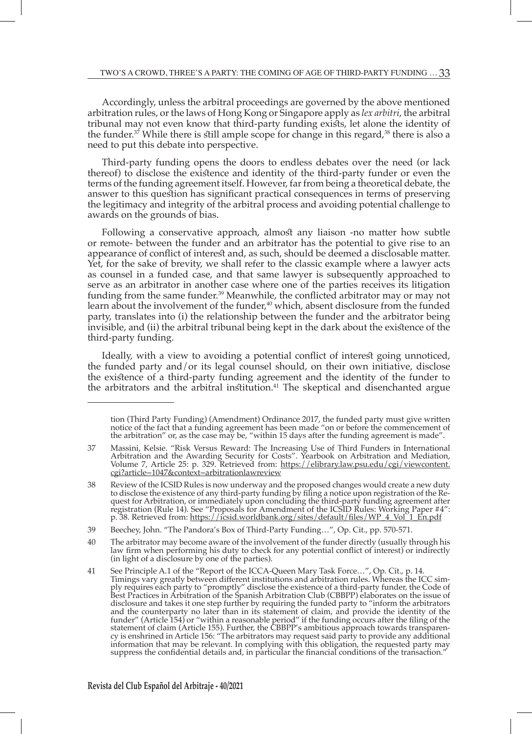Accordingly, unless the arbitral proceedings are governed by the above mentioned arbitration rules, or the laws of Hong Kong or Singapore apply as *lex arbitri*, the arbitral tribunal may not even know that third-party funding exists, let alone the identity of the funder.[37] While there is still ample scope for change in this regard,[38] there is also a need to put this debate into perspective.

Third-party funding opens the doors to endless debates over the need (or lack thereof) to disclose the existence and identity of the third-party funder or even the terms of the funding agreement itself. However, far from being a theoretical debate, the answer to this question has significant practical consequences in terms of preserving the legitimacy and integrity of the arbitral process and avoiding potential challenge to awards on the grounds of bias.

Following a conservative approach, almost any liaison -no matter how subtle or remote- between the funder and an arbitrator has the potential to give rise to an appearance of conflict of interest and, as such, should be deemed a disclosable matter. Yet, for the sake of brevity, we shall refer to the classic example where a lawyer acts as counsel in a funded case, and that same lawyer is subsequently approached to serve as an arbitrator in another case where one of the parties receives its litigation funding from the same funder.[39] Meanwhile, the conflicted arbitrator may or may not learn about the involvement of the funder,[40] which, absent disclosure from the funded party, translates into (i) the relationship between the funder and the arbitrator being invisible, and (ii) the arbitral tribunal being kept in the dark about the existence of the third-party funding.

Ideally, with a view to avoiding a potential conflict of interest going unnoticed, the funded party and/or its legal counsel should, on their own initiative, disclose the existence of a third-party funding agreement and the identity of the funder to the arbitrators and the arbitral institution.[41] The skeptical and disenchanted argue

---

tion (Third Party Funding) (Amendment) Ordinance 2017, the funded party must give written notice of the fact that a funding agreement has been made "on or before the commencement of the arbitration" or, as the case may be, "within 15 days after the funding agreement is made".

37 Massini, Kelsie. "Risk Versus Reward: The Increasing Use of Third Funders in International Arbitration and the Awarding Security for Costs". Yearbook on Arbitration and Mediation, Volume 7, Article 25: p. 329. Retrieved from: https://elibrary.law.psu.edu/cgi/viewcontent.cgi?article=1047&context=arbitrationlawreview

38 Review of the ICSID Rules is now underway and the proposed changes would create a new duty to disclose the existence of any third-party funding by filing a notice upon registration of the Request for Arbitration, or immediately upon concluding the third-party funding agreement after registration (Rule 14). See "Proposals for Amendment of the ICSID Rules: Working Paper #4": p. 38. Retrieved from: https://icsid.worldbank.org/sites/default/files/WP_4_Vol_1_En.pdf

39 Beechey, John. "The Pandora's Box of Third-Party Funding…", Op. Cit., pp. 570-571.

40 The arbitrator may become aware of the involvement of the funder directly (usually through his law firm when performing his duty to check for any potential conflict of interest) or indirectly (in light of a disclosure by one of the parties).

41 See Principle A.1 of the "Report of the ICCA-Queen Mary Task Force…", Op. Cit., p. 14. Timings vary greatly between different institutions and arbitration rules. Whereas the ICC simply requires each party to "promptly" disclose the existence of a third-party funder, the Code of Best Practices in Arbitration of the Spanish Arbitration Club (CBBPP) elaborates on the issue of disclosure and takes it one step further by requiring the funded party to "inform the arbitrators and the counterparty no later than in its statement of claim, and provide the identity of the funder" (Article 154) or "within a reasonable period" if the funding occurs after the filing of the statement of claim (Article 155). Further, the CBBPP's ambitious approach towards transparency is enshrined in Article 156: "The arbitrators may request said party to provide any additional information that may be relevant. In complying with this obligation, the requested party may suppress the confidential details and, in particular the financial conditions of the transaction."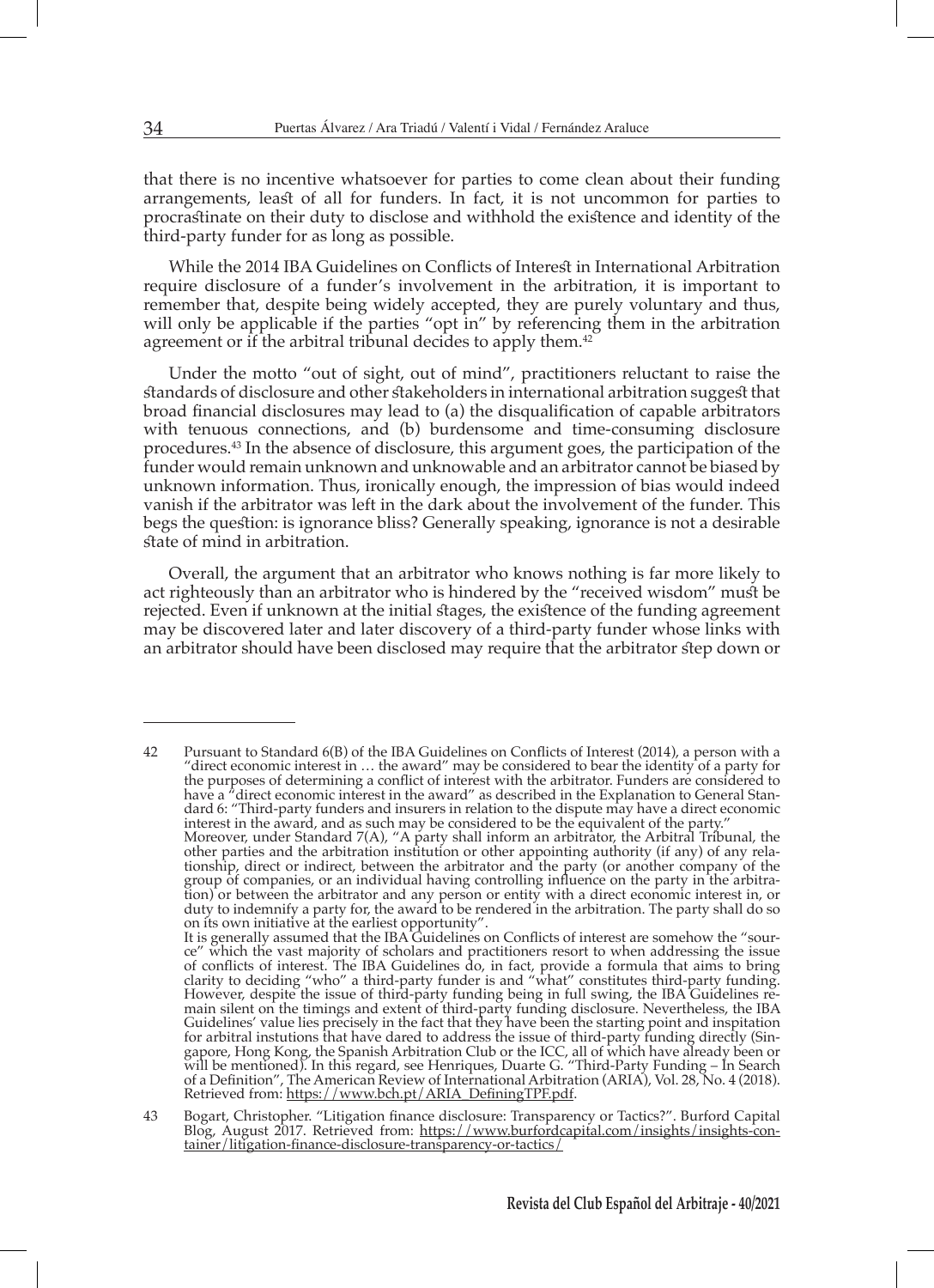that there is no incentive whatsoever for parties to come clean about their funding arrangements, least of all for funders. In fact, it is not uncommon for parties to procrastinate on their duty to disclose and withhold the existence and identity of the third-party funder for as long as possible.

While the 2014 IBA Guidelines on Conflicts of Interest in International Arbitration require disclosure of a funder's involvement in the arbitration, it is important to remember that, despite being widely accepted, they are purely voluntary and thus, will only be applicable if the parties "opt in" by referencing them in the arbitration agreement or if the arbitral tribunal decides to apply them.[42]

Under the motto "out of sight, out of mind", practitioners reluctant to raise the standards of disclosure and other stakeholders in international arbitration suggest that broad financial disclosures may lead to (a) the disqualification of capable arbitrators with tenuous connections, and (b) burdensome and time-consuming disclosure procedures.[43] In the absence of disclosure, this argument goes, the participation of the funder would remain unknown and unknowable and an arbitrator cannot be biased by unknown information. Thus, ironically enough, the impression of bias would indeed vanish if the arbitrator was left in the dark about the involvement of the funder. This begs the question: is ignorance bliss? Generally speaking, ignorance is not a desirable state of mind in arbitration.

Overall, the argument that an arbitrator who knows nothing is far more likely to act righteously than an arbitrator who is hindered by the "received wisdom" must be rejected. Even if unknown at the initial stages, the existence of the funding agreement may be discovered later and later discovery of a third-party funder whose links with an arbitrator should have been disclosed may require that the arbitrator step down or

---

42 Pursuant to Standard 6(B) of the IBA Guidelines on Conflicts of Interest (2014), a person with a "direct economic interest in … the award" may be considered to bear the identity of a party for the purposes of determining a conflict of interest with the arbitrator. Funders are considered to have a "direct economic interest in the award" as described in the Explanation to General Standard 6: "Third-party funders and insurers in relation to the dispute may have a direct economic interest in the award, and as such may be considered to be the equivalent of the party."
Moreover, under Standard 7(A), "A party shall inform an arbitrator, the Arbitral Tribunal, the other parties and the arbitration institution or other appointing authority (if any) of any relationship, direct or indirect, between the arbitrator and the party (or another company of the group of companies, or an individual having controlling influence on the party in the arbitration) or between the arbitrator and any person or entity with a direct economic interest in, or duty to indemnify a party for, the award to be rendered in the arbitration. The party shall do so on its own initiative at the earliest opportunity".
It is generally assumed that the IBA Guidelines on Conflicts of interest are somehow the "source" which the vast majority of scholars and practitioners resort to when addressing the issue of conflicts of interest. The IBA Guidelines do, in fact, provide a formula that aims to bring clarity to deciding "who" a third-party funder is and "what" constitutes third-party funding. However, despite the issue of third-party funding being in full swing, the IBA Guidelines remain silent on the timings and extent of third-party funding disclosure. Nevertheless, the IBA Guidelines' value lies precisely in the fact that they have been the starting point and inspitation for arbitral instutions that have dared to address the issue of third-party funding directly (Singapore, Hong Kong, the Spanish Arbitration Club or the ICC, all of which have already been or will be mentioned). In this regard, see Henriques, Duarte G. "Third-Party Funding – In Search of a Definition", The American Review of International Arbitration (ARIA), Vol. 28, No. 4 (2018). Retrieved from: https://www.bch.pt/ARIA_DefiningTPF.pdf.

43 Bogart, Christopher. "Litigation finance disclosure: Transparency or Tactics?". Burford Capital Blog, August 2017. Retrieved from: https://www.burfordcapital.com/insights/insights-container/litigation-finance-disclosure-transparency-or-tactics/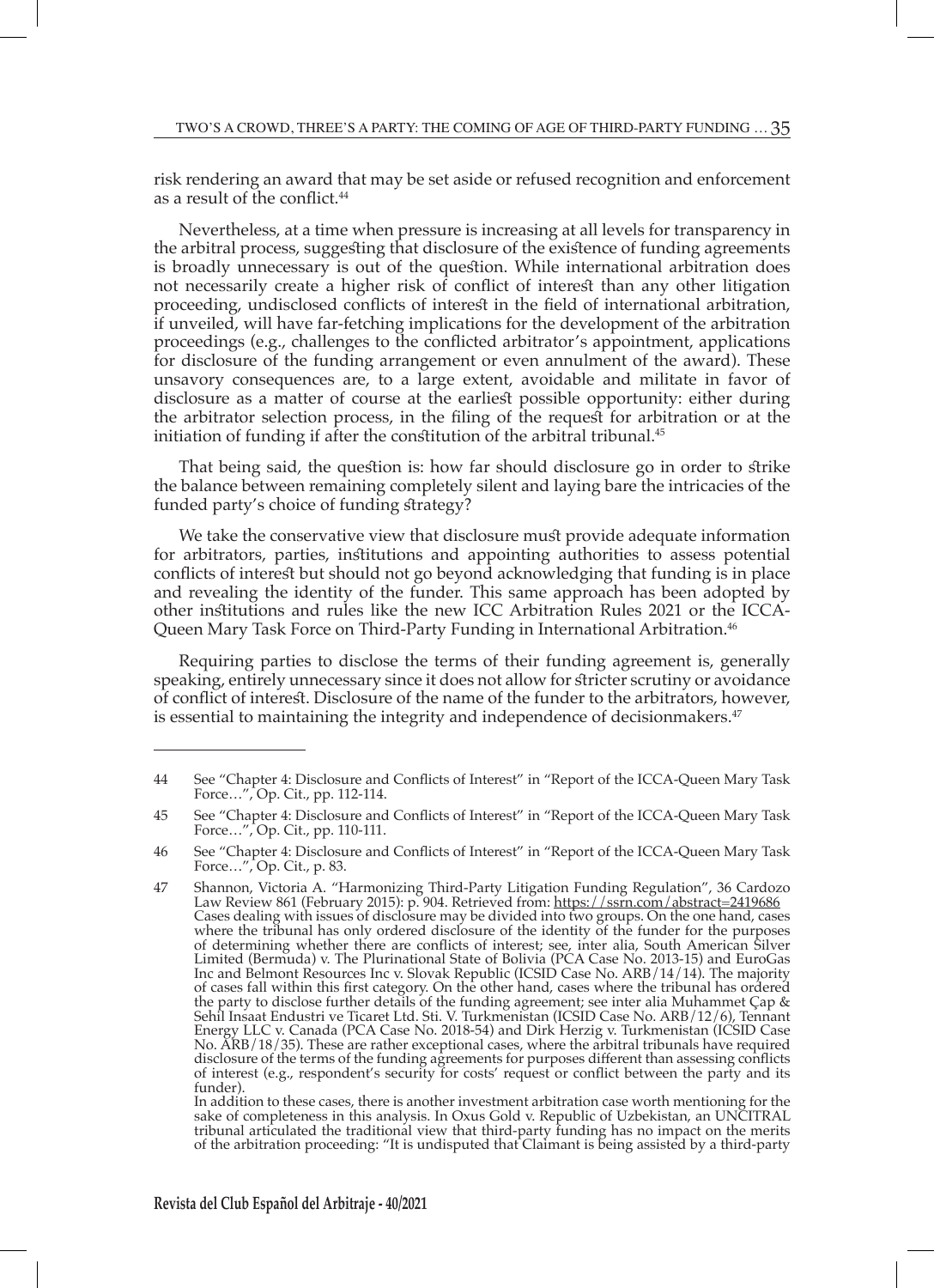risk rendering an award that may be set aside or refused recognition and enforcement as a result of the conflict.[44]

Nevertheless, at a time when pressure is increasing at all levels for transparency in the arbitral process, suggesting that disclosure of the existence of funding agreements is broadly unnecessary is out of the question. While international arbitration does not necessarily create a higher risk of conflict of interest than any other litigation proceeding, undisclosed conflicts of interest in the field of international arbitration, if unveiled, will have far-fetching implications for the development of the arbitration proceedings (e.g., challenges to the conflicted arbitrator's appointment, applications for disclosure of the funding arrangement or even annulment of the award). These unsavory consequences are, to a large extent, avoidable and militate in favor of disclosure as a matter of course at the earliest possible opportunity: either during the arbitrator selection process, in the filing of the request for arbitration or at the initiation of funding if after the constitution of the arbitral tribunal.[45]

That being said, the question is: how far should disclosure go in order to strike the balance between remaining completely silent and laying bare the intricacies of the funded party's choice of funding strategy?

We take the conservative view that disclosure must provide adequate information for arbitrators, parties, institutions and appointing authorities to assess potential conflicts of interest but should not go beyond acknowledging that funding is in place and revealing the identity of the funder. This same approach has been adopted by other institutions and rules like the new ICC Arbitration Rules 2021 or the ICCA-Queen Mary Task Force on Third-Party Funding in International Arbitration.[46]

Requiring parties to disclose the terms of their funding agreement is, generally speaking, entirely unnecessary since it does not allow for stricter scrutiny or avoidance of conflict of interest. Disclosure of the name of the funder to the arbitrators, however, is essential to maintaining the integrity and independence of decisionmakers.[47]

---

44 See "Chapter 4: Disclosure and Conflicts of Interest" in "Report of the ICCA-Queen Mary Task Force…", Op. Cit., pp. 112-114.

45 See "Chapter 4: Disclosure and Conflicts of Interest" in "Report of the ICCA-Queen Mary Task Force…", Op. Cit., pp. 110-111.

46 See "Chapter 4: Disclosure and Conflicts of Interest" in "Report of the ICCA-Queen Mary Task Force…", Op. Cit., p. 83.

47 Shannon, Victoria A. "Harmonizing Third-Party Litigation Funding Regulation", 36 Cardozo Law Review 861 (February 2015): p. 904. Retrieved from: https://ssrn.com/abstract=2419686
Cases dealing with issues of disclosure may be divided into two groups. On the one hand, cases where the tribunal has only ordered disclosure of the identity of the funder for the purposes of determining whether there are conflicts of interest; see, inter alia, South American Silver Limited (Bermuda) v. The Plurinational State of Bolivia (PCA Case No. 2013-15) and EuroGas Inc and Belmont Resources Inc v. Slovak Republic (ICSID Case No. ARB/14/14). The majority of cases fall within this first category. On the other hand, cases where the tribunal has ordered the party to disclose further details of the funding agreement; see inter alia Muhammet Çap & Sehil Insaat Endustri ve Ticaret Ltd. Sti. V. Turkmenistan (ICSID Case No. ARB/12/6), Tennant Energy LLC v. Canada (PCA Case No. 2018-54) and Dirk Herzig v. Turkmenistan (ICSID Case No. ARB/18/35). These are rather exceptional cases, where the arbitral tribunals have required disclosure of the terms of the funding agreements for purposes different than assessing conflicts of interest (e.g., respondent's security for costs' request or conflict between the party and its funder).
In addition to these cases, there is another investment arbitration case worth mentioning for the sake of completeness in this analysis. In Oxus Gold v. Republic of Uzbekistan, an UNCITRAL tribunal articulated the traditional view that third-party funding has no impact on the merits of the arbitration proceeding: "It is undisputed that Claimant is being assisted by a third-party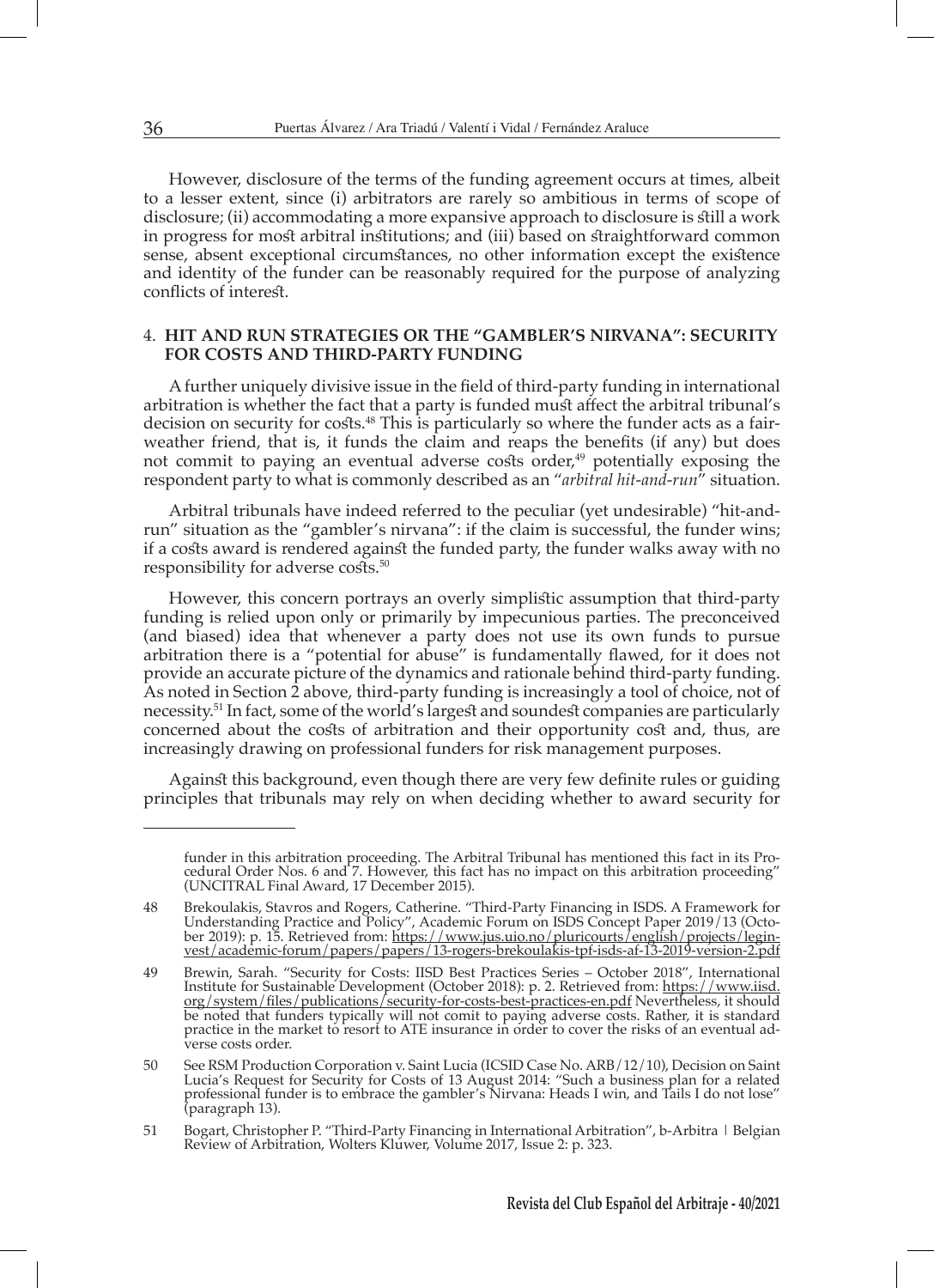However, disclosure of the terms of the funding agreement occurs at times, albeit to a lesser extent, since (i) arbitrators are rarely so ambitious in terms of scope of disclosure; (ii) accommodating a more expansive approach to disclosure is still a work in progress for most arbitral institutions; and (iii) based on straightforward common sense, absent exceptional circumstances, no other information except the existence and identity of the funder can be reasonably required for the purpose of analyzing conflicts of interest.

## 4. HIT AND RUN STRATEGIES OR THE "GAMBLER'S NIRVANA": SECURITY FOR COSTS AND THIRD-PARTY FUNDING

A further uniquely divisive issue in the field of third-party funding in international arbitration is whether the fact that a party is funded must affect the arbitral tribunal's decision on security for costs.[48] This is particularly so where the funder acts as a fair-weather friend, that is, it funds the claim and reaps the benefits (if any) but does not commit to paying an eventual adverse costs order,[49] potentially exposing the respondent party to what is commonly described as an "*arbitral hit-and-run*" situation.

Arbitral tribunals have indeed referred to the peculiar (yet undesirable) "hit-and-run" situation as the "gambler's nirvana": if the claim is successful, the funder wins; if a costs award is rendered against the funded party, the funder walks away with no responsibility for adverse costs.[50]

However, this concern portrays an overly simplistic assumption that third-party funding is relied upon only or primarily by impecunious parties. The preconceived (and biased) idea that whenever a party does not use its own funds to pursue arbitration there is a "potential for abuse" is fundamentally flawed, for it does not provide an accurate picture of the dynamics and rationale behind third-party funding. As noted in Section 2 above, third-party funding is increasingly a tool of choice, not of necessity.[51] In fact, some of the world's largest and soundest companies are particularly concerned about the costs of arbitration and their opportunity cost and, thus, are increasingly drawing on professional funders for risk management purposes.

Against this background, even though there are very few definite rules or guiding principles that tribunals may rely on when deciding whether to award security for

---

funder in this arbitration proceeding. The Arbitral Tribunal has mentioned this fact in its Procedural Order Nos. 6 and 7. However, this fact has no impact on this arbitration proceeding" (UNCITRAL Final Award, 17 December 2015).

48 Brekoulakis, Stavros and Rogers, Catherine. "Third-Party Financing in ISDS. A Framework for Understanding Practice and Policy", Academic Forum on ISDS Concept Paper 2019/13 (October 2019): p. 15. Retrieved from: https://www.jus.uio.no/pluricourts/english/projects/leginvest/academic-forum/papers/papers/13-rogers-brekoulakis-tpf-isds-af-13-2019-version-2.pdf

49 Brewin, Sarah. "Security for Costs: IISD Best Practices Series – October 2018", International Institute for Sustainable Development (October 2018): p. 2. Retrieved from: https://www.iisd.org/system/files/publications/security-for-costs-best-practices-en.pdf Nevertheless, it should be noted that funders typically will not comit to paying adverse costs. Rather, it is standard practice in the market to resort to ATE insurance in order to cover the risks of an eventual adverse costs order.

50 See RSM Production Corporation v. Saint Lucia (ICSID Case No. ARB/12/10), Decision on Saint Lucia's Request for Security for Costs of 13 August 2014: "Such a business plan for a related professional funder is to embrace the gambler's Nirvana: Heads I win, and Tails I do not lose" (paragraph 13).

51 Bogart, Christopher P. "Third-Party Financing in International Arbitration", b-Arbitra | Belgian Review of Arbitration, Wolters Kluwer, Volume 2017, Issue 2: p. 323.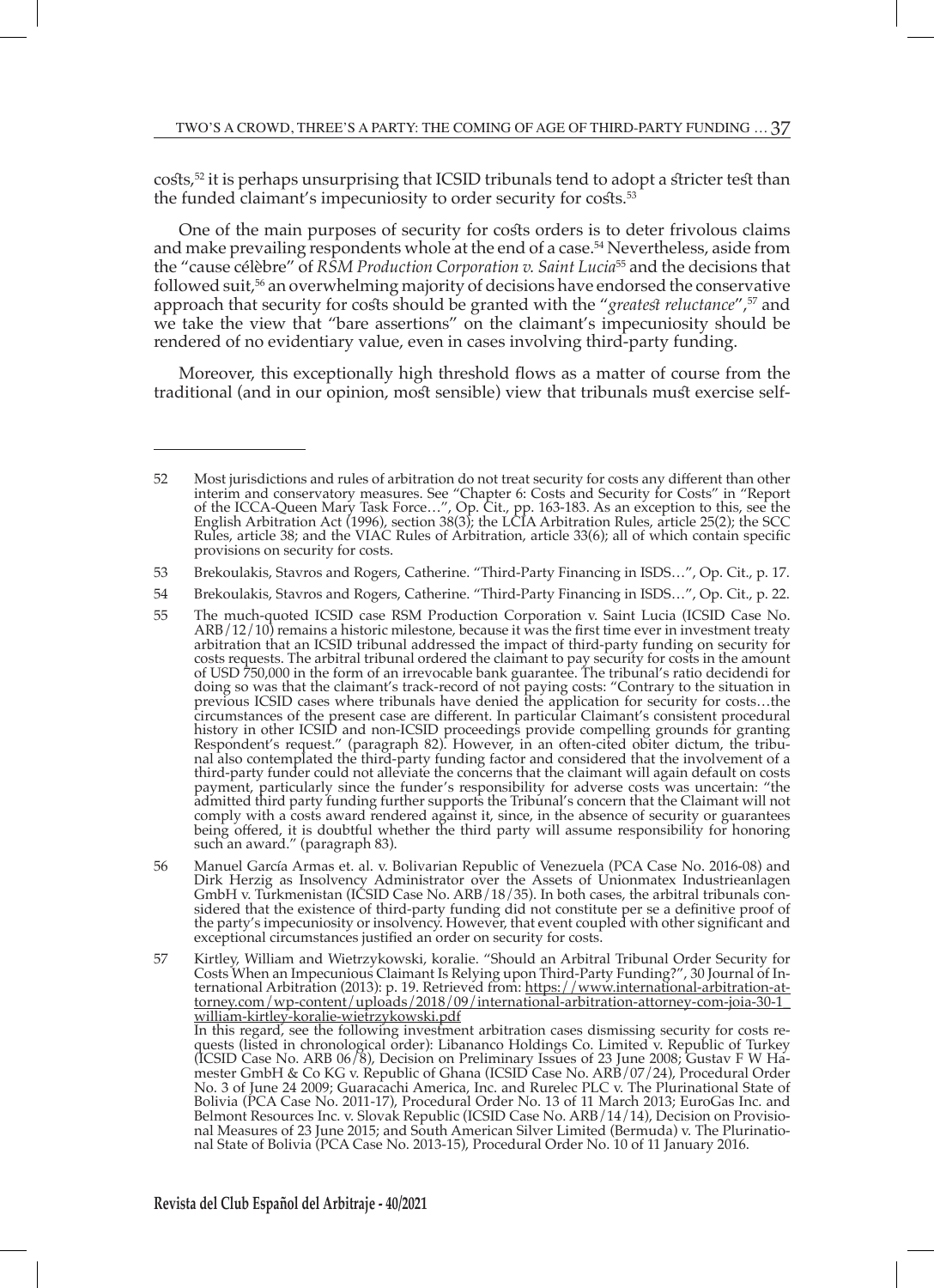costs,[52] it is perhaps unsurprising that ICSID tribunals tend to adopt a stricter test than the funded claimant's impecuniosity to order security for costs.[53]

One of the main purposes of security for costs orders is to deter frivolous claims and make prevailing respondents whole at the end of a case.[54] Nevertheless, aside from the "cause célèbre" of *RSM Production Corporation v. Saint Lucia*[55] and the decisions that followed suit,[56] an overwhelming majority of decisions have endorsed the conservative approach that security for costs should be granted with the "*greatest reluctance*",[57] and we take the view that "bare assertions" on the claimant's impecuniosity should be rendered of no evidentiary value, even in cases involving third-party funding.

Moreover, this exceptionally high threshold flows as a matter of course from the traditional (and in our opinion, most sensible) view that tribunals must exercise self-

---

52 Most jurisdictions and rules of arbitration do not treat security for costs any different than other interim and conservatory measures. See "Chapter 6: Costs and Security for Costs" in "Report of the ICCA-Queen Mary Task Force…", Op. Cit., pp. 163-183. As an exception to this, see the English Arbitration Act (1996), section 38(3); the LCIA Arbitration Rules, article 25(2); the SCC Rules, article 38; and the VIAC Rules of Arbitration, article 33(6); all of which contain specific provisions on security for costs.

53 Brekoulakis, Stavros and Rogers, Catherine. "Third-Party Financing in ISDS…", Op. Cit., p. 17.

54 Brekoulakis, Stavros and Rogers, Catherine. "Third-Party Financing in ISDS…", Op. Cit., p. 22.

55 The much-quoted ICSID case RSM Production Corporation v. Saint Lucia (ICSID Case No. ARB/12/10) remains a historic milestone, because it was the first time ever in investment treaty arbitration that an ICSID tribunal addressed the impact of third-party funding on security for costs requests. The arbitral tribunal ordered the claimant to pay security for costs in the amount of USD 750,000 in the form of an irrevocable bank guarantee. The tribunal's ratio decidendi for doing so was that the claimant's track-record of not paying costs: "Contrary to the situation in previous ICSID cases where tribunals have denied the application for security for costs…the circumstances of the present case are different. In particular Claimant's consistent procedural history in other ICSID and non-ICSID proceedings provide compelling grounds for granting Respondent's request." (paragraph 82). However, in an often-cited obiter dictum, the tribunal also contemplated the third-party funding factor and considered that the involvement of a third-party funder could not alleviate the concerns that the claimant will again default on costs payment, particularly since the funder's responsibility for adverse costs was uncertain: "the admitted third party funding further supports the Tribunal's concern that the Claimant will not comply with a costs award rendered against it, since, in the absence of security or guarantees being offered, it is doubtful whether the third party will assume responsibility for honoring such an award." (paragraph 83).

56 Manuel García Armas et. al. v. Bolivarian Republic of Venezuela (PCA Case No. 2016-08) and Dirk Herzig as Insolvency Administrator over the Assets of Unionmatex Industrieanlagen GmbH v. Turkmenistan (ICSID Case No. ARB/18/35). In both cases, the arbitral tribunals considered that the existence of third-party funding did not constitute per se a definitive proof of the party's impecuniosity or insolvency. However, that event coupled with other significant and exceptional circumstances justified an order on security for costs.

57 Kirtley, William and Wietrzykowski, koralie. "Should an Arbitral Tribunal Order Security for Costs When an Impecunious Claimant Is Relying upon Third-Party Funding?", 30 Journal of International Arbitration (2013): p. 19. Retrieved from: https://www.international-arbitration-attorney.com/wp-content/uploads/2018/09/international-arbitration-attorney-com-joia-30-1_william-kirtley-koralie-wietrzykowski.pdf
In this regard, see the following investment arbitration cases dismissing security for costs requests (listed in chronological order): Libananco Holdings Co. Limited v. Republic of Turkey (ICSID Case No. ARB 06/8), Decision on Preliminary Issues of 23 June 2008; Gustav F W Hamester GmbH & Co KG v. Republic of Ghana (ICSID Case No. ARB/07/24), Procedural Order No. 3 of June 24 2009; Guaracachi America, Inc. and Rurelec PLC v. The Plurinational State of Bolivia (PCA Case No. 2011-17), Procedural Order No. 13 of 11 March 2013; EuroGas Inc. and Belmont Resources Inc. v. Slovak Republic (ICSID Case No. ARB/14/14), Decision on Provisional Measures of 23 June 2015; and South American Silver Limited (Bermuda) v. The Plurinational State of Bolivia (PCA Case No. 2013-15), Procedural Order No. 10 of 11 January 2016.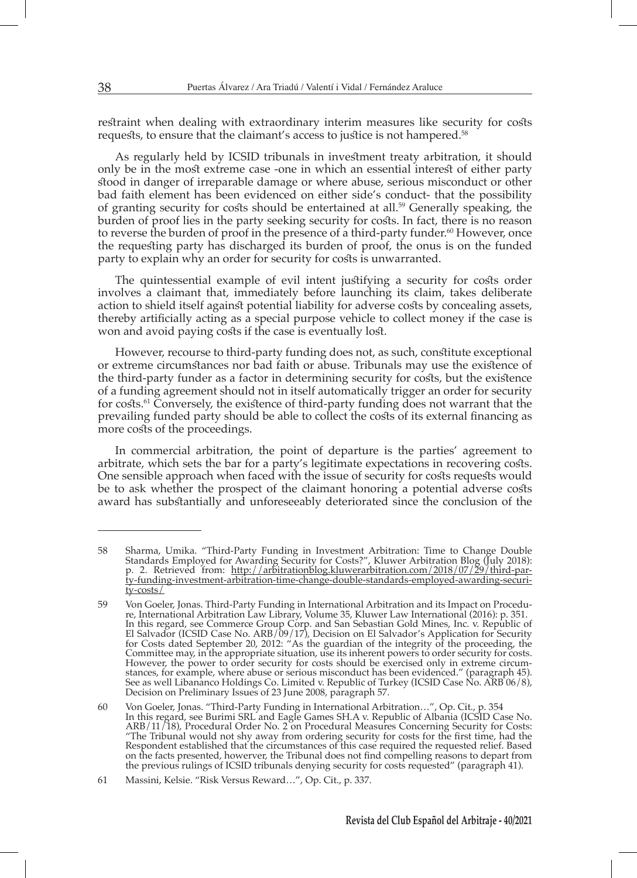restraint when dealing with extraordinary interim measures like security for costs requests, to ensure that the claimant's access to justice is not hampered.[58]

As regularly held by ICSID tribunals in investment treaty arbitration, it should only be in the most extreme case -one in which an essential interest of either party stood in danger of irreparable damage or where abuse, serious misconduct or other bad faith element has been evidenced on either side's conduct- that the possibility of granting security for costs should be entertained at all.[59] Generally speaking, the burden of proof lies in the party seeking security for costs. In fact, there is no reason to reverse the burden of proof in the presence of a third-party funder.[60] However, once the requesting party has discharged its burden of proof, the onus is on the funded party to explain why an order for security for costs is unwarranted.

The quintessential example of evil intent justifying a security for costs order involves a claimant that, immediately before launching its claim, takes deliberate action to shield itself against potential liability for adverse costs by concealing assets, thereby artificially acting as a special purpose vehicle to collect money if the case is won and avoid paying costs if the case is eventually lost.

However, recourse to third-party funding does not, as such, constitute exceptional or extreme circumstances nor bad faith or abuse. Tribunals may use the existence of the third-party funder as a factor in determining security for costs, but the existence of a funding agreement should not in itself automatically trigger an order for security for costs.[61] Conversely, the existence of third-party funding does not warrant that the prevailing funded party should be able to collect the costs of its external financing as more costs of the proceedings.

In commercial arbitration, the point of departure is the parties' agreement to arbitrate, which sets the bar for a party's legitimate expectations in recovering costs. One sensible approach when faced with the issue of security for costs requests would be to ask whether the prospect of the claimant honoring a potential adverse costs award has substantially and unforeseeably deteriorated since the conclusion of the

---

58 Sharma, Umika. "Third-Party Funding in Investment Arbitration: Time to Change Double Standards Employed for Awarding Security for Costs?", Kluwer Arbitration Blog (July 2018): p. 2. Retrieved from: http://arbitrationblog.kluwerarbitration.com/2018/07/29/third-party-funding-investment-arbitration-time-change-double-standards-employed-awarding-security-costs/

59 Von Goeler, Jonas. Third-Party Funding in International Arbitration and its Impact on Procedure, International Arbitration Law Library, Volume 35, Kluwer Law International (2016): p. 351. In this regard, see Commerce Group Corp. and San Sebastian Gold Mines, Inc. v. Republic of El Salvador (ICSID Case No. ARB/09/17), Decision on El Salvador's Application for Security for Costs dated September 20, 2012: "As the guardian of the integrity of the proceeding, the Committee may, in the appropriate situation, use its inherent powers to order security for costs. However, the power to order security for costs should be exercised only in extreme circumstances, for example, where abuse or serious misconduct has been evidenced." (paragraph 45). See as well Libananco Holdings Co. Limited v. Republic of Turkey (ICSID Case No. ARB 06/8), Decision on Preliminary Issues of 23 June 2008, paragraph 57.

60 Von Goeler, Jonas. "Third-Party Funding in International Arbitration…", Op. Cit., p. 354 In this regard, see Burimi SRL and Eagle Games SH.A v. Republic of Albania (ICSID Case No. ARB/11/18), Procedural Order No. 2 on Procedural Measures Concerning Security for Costs: "The Tribunal would not shy away from ordering security for costs for the first time, had the Respondent established that the circumstances of this case required the requested relief. Based on the facts presented, however, the Tribunal does not find compelling reasons to depart from the previous rulings of ICSID tribunals denying security for costs requested" (paragraph 41).

61 Massini, Kelsie. "Risk Versus Reward…", Op. Cit., p. 337.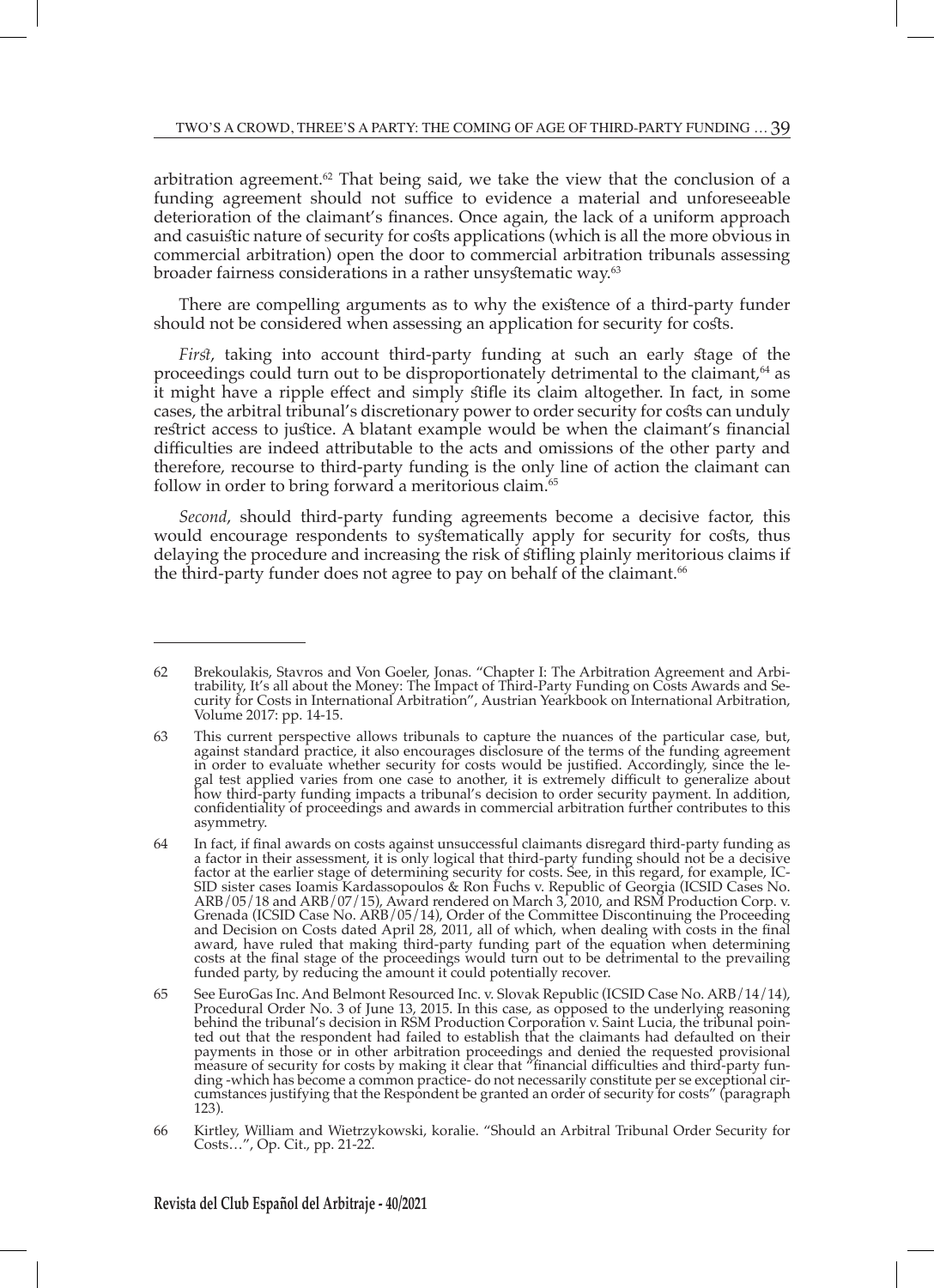arbitration agreement.[62] That being said, we take the view that the conclusion of a funding agreement should not suffice to evidence a material and unforeseeable deterioration of the claimant's finances. Once again, the lack of a uniform approach and casuistic nature of security for costs applications (which is all the more obvious in commercial arbitration) open the door to commercial arbitration tribunals assessing broader fairness considerations in a rather unsystematic way.[63]

There are compelling arguments as to why the existence of a third-party funder should not be considered when assessing an application for security for costs.

*First*, taking into account third-party funding at such an early stage of the proceedings could turn out to be disproportionately detrimental to the claimant,[64] as it might have a ripple effect and simply stifle its claim altogether. In fact, in some cases, the arbitral tribunal's discretionary power to order security for costs can unduly restrict access to justice. A blatant example would be when the claimant's financial difficulties are indeed attributable to the acts and omissions of the other party and therefore, recourse to third-party funding is the only line of action the claimant can follow in order to bring forward a meritorious claim.[65]

*Second*, should third-party funding agreements become a decisive factor, this would encourage respondents to systematically apply for security for costs, thus delaying the procedure and increasing the risk of stifling plainly meritorious claims if the third-party funder does not agree to pay on behalf of the claimant.[66]

---

62 Brekoulakis, Stavros and Von Goeler, Jonas. "Chapter I: The Arbitration Agreement and Arbitrability, It's all about the Money: The Impact of Third-Party Funding on Costs Awards and Security for Costs in International Arbitration", Austrian Yearkbook on International Arbitration, Volume 2017: pp. 14-15.

63 This current perspective allows tribunals to capture the nuances of the particular case, but, against standard practice, it also encourages disclosure of the terms of the funding agreement in order to evaluate whether security for costs would be justified. Accordingly, since the legal test applied varies from one case to another, it is extremely difficult to generalize about how third-party funding impacts a tribunal's decision to order security payment. In addition, confidentiality of proceedings and awards in commercial arbitration further contributes to this asymmetry.

64 In fact, if final awards on costs against unsuccessful claimants disregard third-party funding as a factor in their assessment, it is only logical that third-party funding should not be a decisive factor at the earlier stage of determining security for costs. See, in this regard, for example, ICSID sister cases Ioamis Kardassopoulos & Ron Fuchs v. Republic of Georgia (ICSID Cases No. ARB/05/18 and ARB/07/15), Award rendered on March 3, 2010, and RSM Production Corp. v. Grenada (ICSID Case No. ARB/05/14), Order of the Committee Discontinuing the Proceeding and Decision on Costs dated April 28, 2011, all of which, when dealing with costs in the final award, have ruled that making third-party funding part of the equation when determining costs at the final stage of the proceedings would turn out to be detrimental to the prevailing funded party, by reducing the amount it could potentially recover.

65 See EuroGas Inc. And Belmont Resourced Inc. v. Slovak Republic (ICSID Case No. ARB/14/14), Procedural Order No. 3 of June 13, 2015. In this case, as opposed to the underlying reasoning behind the tribunal's decision in RSM Production Corporation v. Saint Lucia, the tribunal pointed out that the respondent had failed to establish that the claimants had defaulted on their payments in those or in other arbitration proceedings and denied the requested provisional measure of security for costs by making it clear that "financial difficulties and third-party funding -which has become a common practice- do not necessarily constitute per se exceptional circumstances justifying that the Respondent be granted an order of security for costs" (paragraph 123).

66 Kirtley, William and Wietrzykowski, koralie. "Should an Arbitral Tribunal Order Security for Costs…", Op. Cit., pp. 21-22.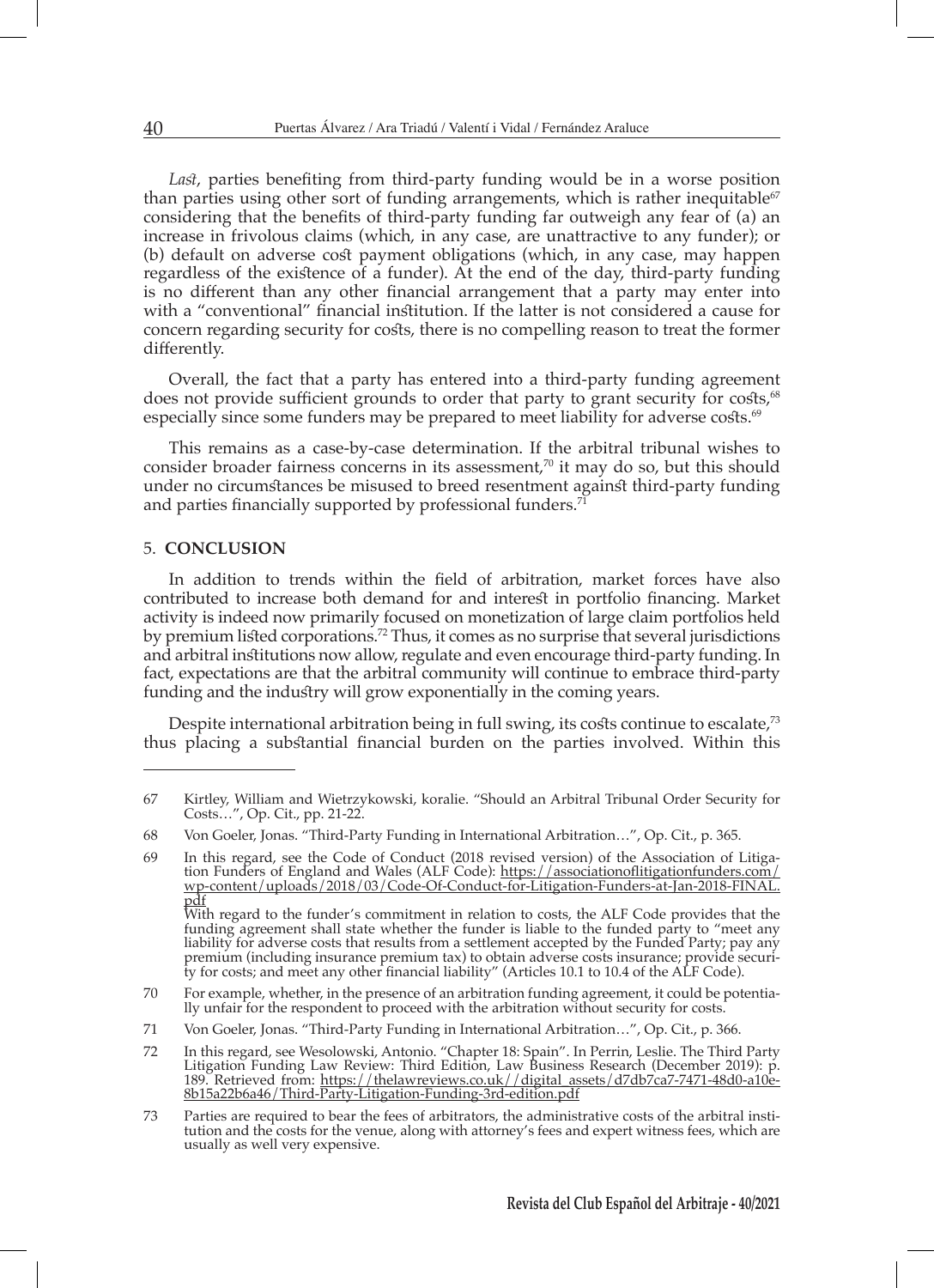*Last*, parties benefiting from third-party funding would be in a worse position than parties using other sort of funding arrangements, which is rather inequitable[67] considering that the benefits of third-party funding far outweigh any fear of (a) an increase in frivolous claims (which, in any case, are unattractive to any funder); or (b) default on adverse cost payment obligations (which, in any case, may happen regardless of the existence of a funder). At the end of the day, third-party funding is no different than any other financial arrangement that a party may enter into with a "conventional" financial institution. If the latter is not considered a cause for concern regarding security for costs, there is no compelling reason to treat the former differently.

Overall, the fact that a party has entered into a third-party funding agreement does not provide sufficient grounds to order that party to grant security for costs,[68] especially since some funders may be prepared to meet liability for adverse costs.[69]

This remains as a case-by-case determination. If the arbitral tribunal wishes to consider broader fairness concerns in its assessment,[70] it may do so, but this should under no circumstances be misused to breed resentment against third-party funding and parties financially supported by professional funders.[71]

## 5. **CONCLUSION**

In addition to trends within the field of arbitration, market forces have also contributed to increase both demand for and interest in portfolio financing. Market activity is indeed now primarily focused on monetization of large claim portfolios held by premium listed corporations.[72] Thus, it comes as no surprise that several jurisdictions and arbitral institutions now allow, regulate and even encourage third-party funding. In fact, expectations are that the arbitral community will continue to embrace third-party funding and the industry will grow exponentially in the coming years.

Despite international arbitration being in full swing, its costs continue to escalate,[73] thus placing a substantial financial burden on the parties involved. Within this

---

67 Kirtley, William and Wietrzykowski, koralie. "Should an Arbitral Tribunal Order Security for Costs…", Op. Cit., pp. 21-22.

68 Von Goeler, Jonas. "Third-Party Funding in International Arbitration…", Op. Cit., p. 365.

69 In this regard, see the Code of Conduct (2018 revised version) of the Association of Litigation Funders of England and Wales (ALF Code): https://associationoflitigationfunders.com/wp-content/uploads/2018/03/Code-Of-Conduct-for-Litigation-Funders-at-Jan-2018-FINAL.pdf
With regard to the funder's commitment in relation to costs, the ALF Code provides that the funding agreement shall state whether the funder is liable to the funded party to "meet any liability for adverse costs that results from a settlement accepted by the Funded Party; pay any premium (including insurance premium tax) to obtain adverse costs insurance; provide security for costs; and meet any other financial liability" (Articles 10.1 to 10.4 of the ALF Code).

70 For example, whether, in the presence of an arbitration funding agreement, it could be potentially unfair for the respondent to proceed with the arbitration without security for costs.

71 Von Goeler, Jonas. "Third-Party Funding in International Arbitration…", Op. Cit., p. 366.

72 In this regard, see Wesolowski, Antonio. "Chapter 18: Spain". In Perrin, Leslie. The Third Party Litigation Funding Law Review: Third Edition, Law Business Research (December 2019): p. 189. Retrieved from: https://thelawreviews.co.uk//digital_assets/d7db7ca7-7471-48d0-a10e-8b15a22b6a46/Third-Party-Litigation-Funding-3rd-edition.pdf

73 Parties are required to bear the fees of arbitrators, the administrative costs of the arbitral institution and the costs for the venue, along with attorney's fees and expert witness fees, which are usually as well very expensive.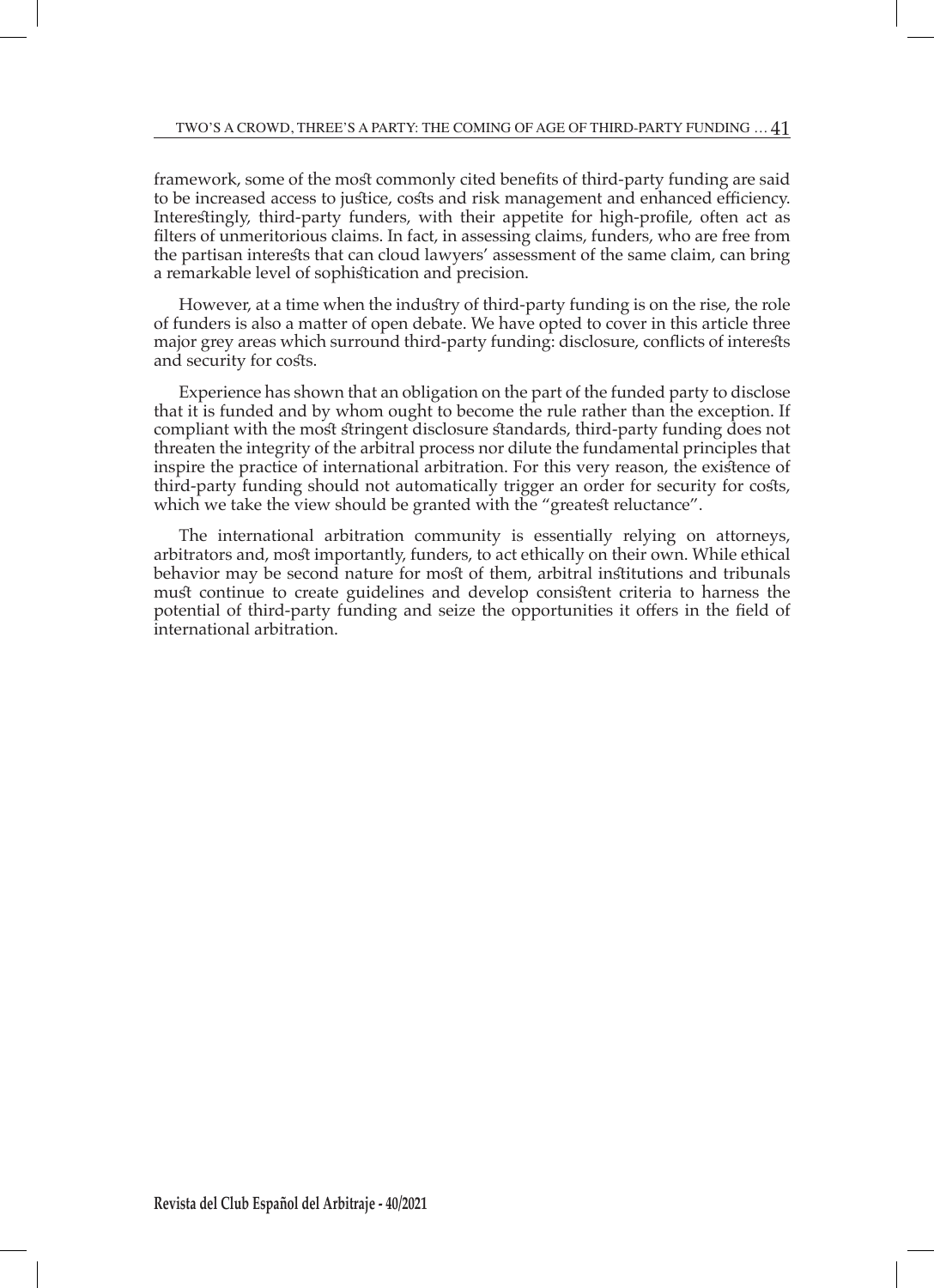framework, some of the most commonly cited benefits of third-party funding are said to be increased access to justice, costs and risk management and enhanced efficiency. Interestingly, third-party funders, with their appetite for high-profile, often act as filters of unmeritorious claims. In fact, in assessing claims, funders, who are free from the partisan interests that can cloud lawyers' assessment of the same claim, can bring a remarkable level of sophistication and precision.

However, at a time when the industry of third-party funding is on the rise, the role of funders is also a matter of open debate. We have opted to cover in this article three major grey areas which surround third-party funding: disclosure, conflicts of interests and security for costs.

Experience has shown that an obligation on the part of the funded party to disclose that it is funded and by whom ought to become the rule rather than the exception. If compliant with the most stringent disclosure standards, third-party funding does not threaten the integrity of the arbitral process nor dilute the fundamental principles that inspire the practice of international arbitration. For this very reason, the existence of third-party funding should not automatically trigger an order for security for costs, which we take the view should be granted with the "greatest reluctance".

The international arbitration community is essentially relying on attorneys, arbitrators and, most importantly, funders, to act ethically on their own. While ethical behavior may be second nature for most of them, arbitral institutions and tribunals must continue to create guidelines and develop consistent criteria to harness the potential of third-party funding and seize the opportunities it offers in the field of international arbitration.